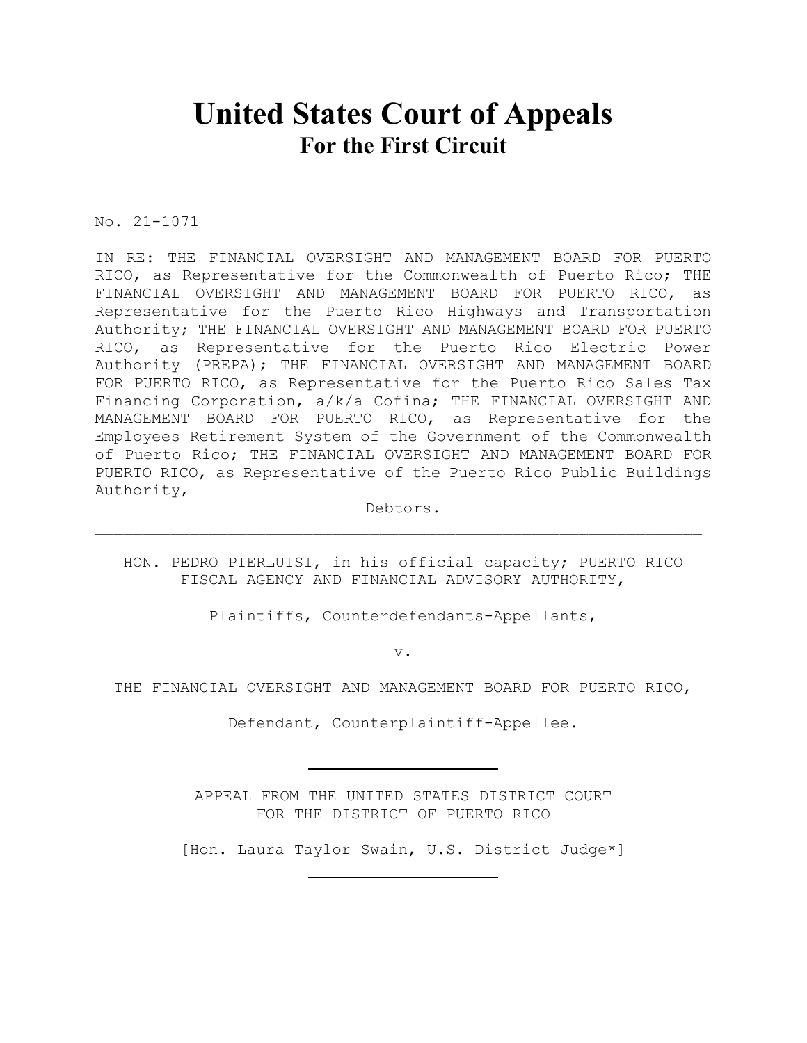# United States Court of Appeals
## For the First Circuit

---

No. 21-1071

IN RE: THE FINANCIAL OVERSIGHT AND MANAGEMENT BOARD FOR PUERTO RICO, as Representative for the Commonwealth of Puerto Rico; THE FINANCIAL OVERSIGHT AND MANAGEMENT BOARD FOR PUERTO RICO, as Representative for the Puerto Rico Highways and Transportation Authority; THE FINANCIAL OVERSIGHT AND MANAGEMENT BOARD FOR PUERTO RICO, as Representative for the Puerto Rico Electric Power Authority (PREPA); THE FINANCIAL OVERSIGHT AND MANAGEMENT BOARD FOR PUERTO RICO, as Representative for the Puerto Rico Sales Tax Financing Corporation, a/k/a Cofina; THE FINANCIAL OVERSIGHT AND MANAGEMENT BOARD FOR PUERTO RICO, as Representative for the Employees Retirement System of the Government of the Commonwealth of Puerto Rico; THE FINANCIAL OVERSIGHT AND MANAGEMENT BOARD FOR PUERTO RICO, as Representative of the Puerto Rico Public Buildings Authority,

Debtors.

---

HON. PEDRO PIERLUISI, in his official capacity; PUERTO RICO FISCAL AGENCY AND FINANCIAL ADVISORY AUTHORITY,

Plaintiffs, Counterdefendants-Appellants,

v.

THE FINANCIAL OVERSIGHT AND MANAGEMENT BOARD FOR PUERTO RICO,

Defendant, Counterplaintiff-Appellee.

---

APPEAL FROM THE UNITED STATES DISTRICT COURT
FOR THE DISTRICT OF PUERTO RICO

[Hon. Laura Taylor Swain, U.S. District Judge*]

---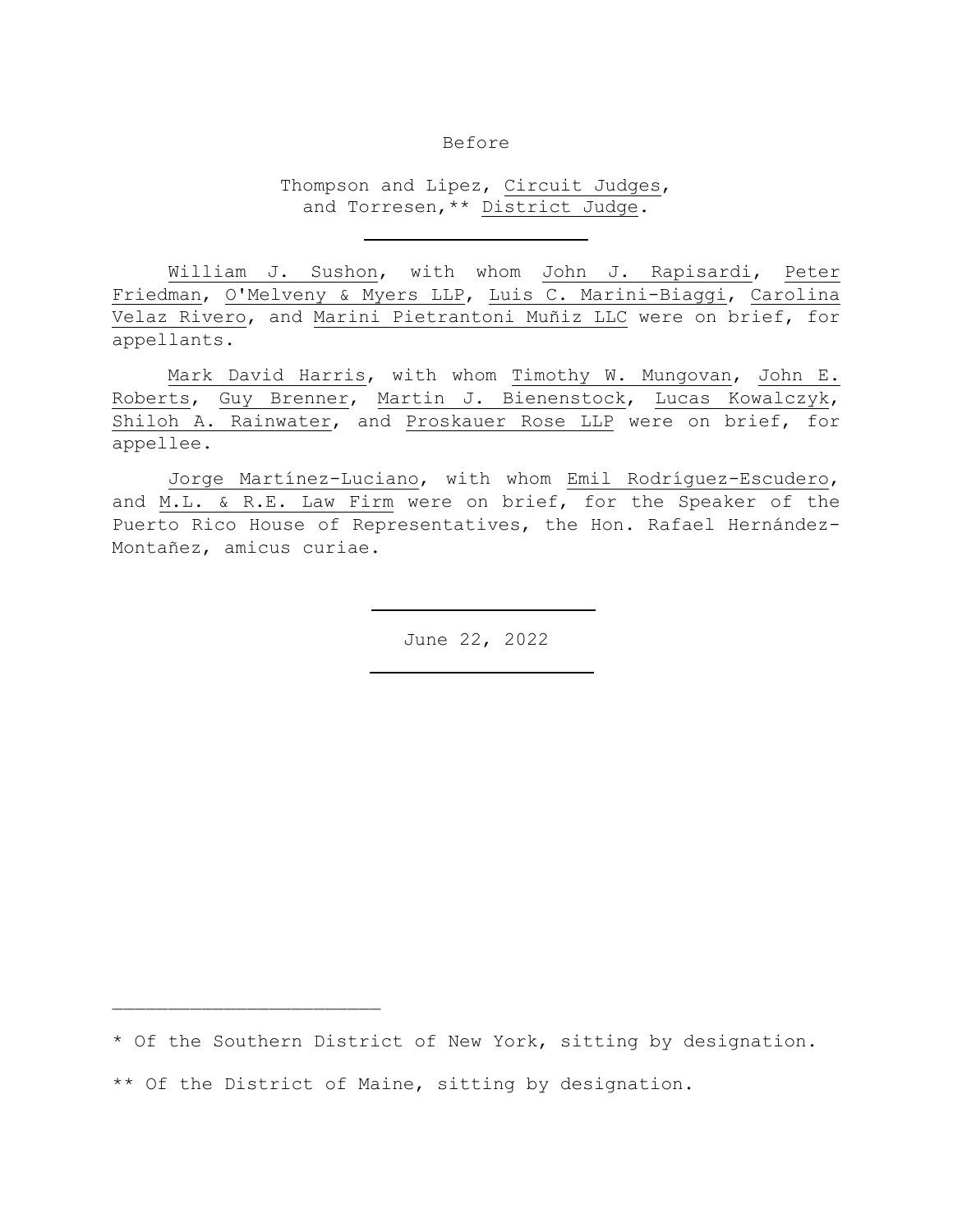Before

Thompson and Lipez, Circuit Judges, and Torresen,** District Judge.

---

William J. Sushon, with whom John J. Rapisardi, Peter Friedman, O'Melveny & Myers LLP, Luis C. Marini-Biaggi, Carolina Velaz Rivero, and Marini Pietrantoni Muñiz LLC were on brief, for appellants.

Mark David Harris, with whom Timothy W. Mungovan, John E. Roberts, Guy Brenner, Martin J. Bienenstock, Lucas Kowalczyk, Shiloh A. Rainwater, and Proskauer Rose LLP were on brief, for appellee.

Jorge Martínez-Luciano, with whom Emil Rodríguez-Escudero, and M.L. & R.E. Law Firm were on brief, for the Speaker of the Puerto Rico House of Representatives, the Hon. Rafael Hernández-Montañez, amicus curiae.

---

June 22, 2022

---

* Of the Southern District of New York, sitting by designation.

** Of the District of Maine, sitting by designation.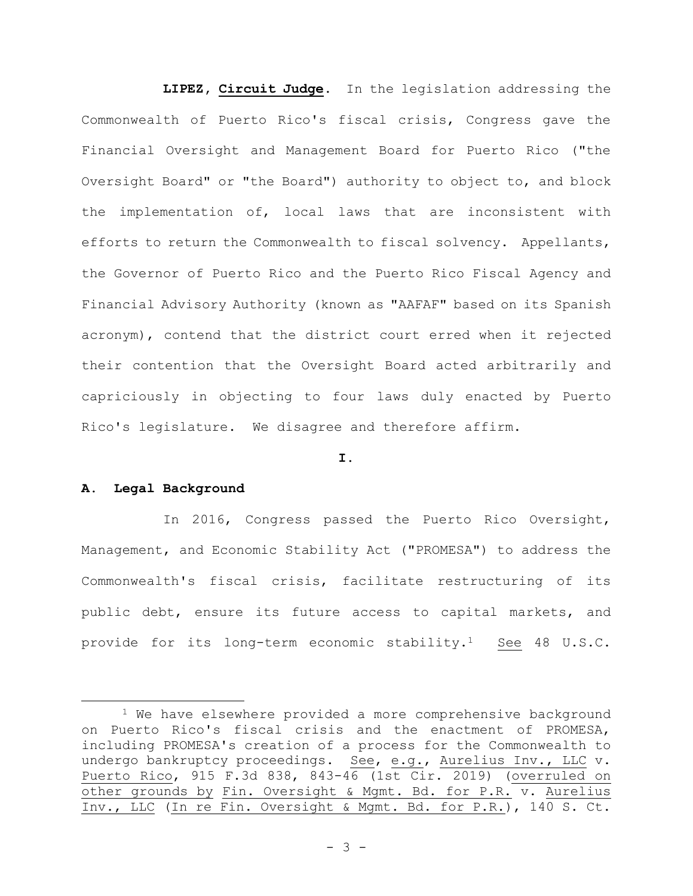**LIPEZ**, **Circuit Judge**. In the legislation addressing the Commonwealth of Puerto Rico's fiscal crisis, Congress gave the Financial Oversight and Management Board for Puerto Rico ("the Oversight Board" or "the Board") authority to object to, and block the implementation of, local laws that are inconsistent with efforts to return the Commonwealth to fiscal solvency. Appellants, the Governor of Puerto Rico and the Puerto Rico Fiscal Agency and Financial Advisory Authority (known as "AAFAF" based on its Spanish acronym), contend that the district court erred when it rejected their contention that the Oversight Board acted arbitrarily and capriciously in objecting to four laws duly enacted by Puerto Rico's legislature. We disagree and therefore affirm.

**I.**

### A. Legal Background

In 2016, Congress passed the Puerto Rico Oversight, Management, and Economic Stability Act ("PROMESA") to address the Commonwealth's fiscal crisis, facilitate restructuring of its public debt, ensure its future access to capital markets, and provide for its long-term economic stability.[1] See 48 U.S.C.

[1] We have elsewhere provided a more comprehensive background on Puerto Rico's fiscal crisis and the enactment of PROMESA, including PROMESA's creation of a process for the Commonwealth to undergo bankruptcy proceedings. See, e.g., Aurelius Inv., LLC v. Puerto Rico, 915 F.3d 838, 843-46 (1st Cir. 2019) (overruled on other grounds by Fin. Oversight & Mgmt. Bd. for P.R. v. Aurelius Inv., LLC (In re Fin. Oversight & Mgmt. Bd. for P.R.), 140 S. Ct.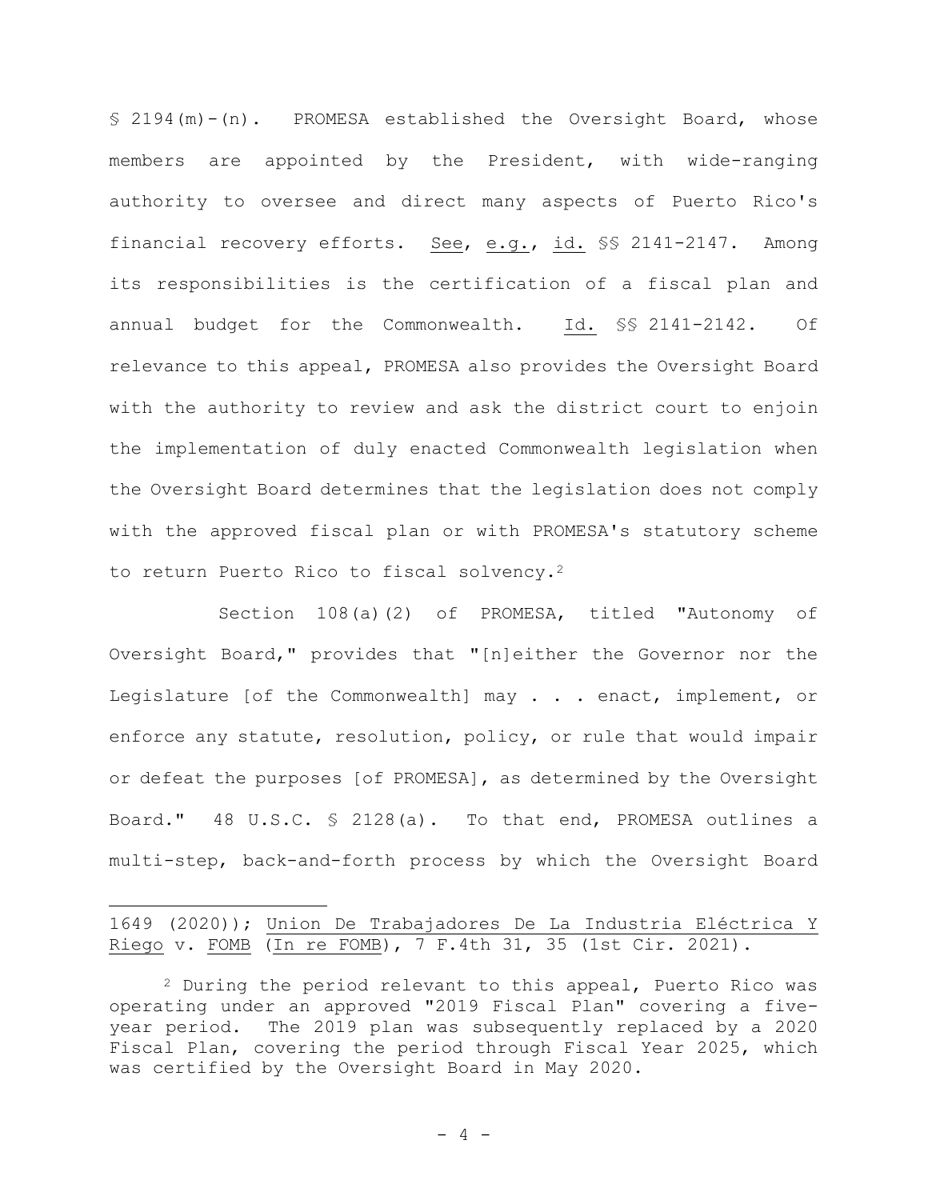§ 2194(m)-(n). PROMESA established the Oversight Board, whose members are appointed by the President, with wide-ranging authority to oversee and direct many aspects of Puerto Rico's financial recovery efforts. See, e.g., id. §§ 2141-2147. Among its responsibilities is the certification of a fiscal plan and annual budget for the Commonwealth. Id. §§ 2141-2142. Of relevance to this appeal, PROMESA also provides the Oversight Board with the authority to review and ask the district court to enjoin the implementation of duly enacted Commonwealth legislation when the Oversight Board determines that the legislation does not comply with the approved fiscal plan or with PROMESA's statutory scheme to return Puerto Rico to fiscal solvency.[2]

Section 108(a)(2) of PROMESA, titled "Autonomy of Oversight Board," provides that "[n]either the Governor nor the Legislature [of the Commonwealth] may . . . enact, implement, or enforce any statute, resolution, policy, or rule that would impair or defeat the purposes [of PROMESA], as determined by the Oversight Board." 48 U.S.C. § 2128(a). To that end, PROMESA outlines a multi-step, back-and-forth process by which the Oversight Board

---

1649 (2020)); Union De Trabajadores De La Industria Eléctrica Y Riego v. FOMB (In re FOMB), 7 F.4th 31, 35 (1st Cir. 2021).

[2] During the period relevant to this appeal, Puerto Rico was operating under an approved "2019 Fiscal Plan" covering a five-year period. The 2019 plan was subsequently replaced by a 2020 Fiscal Plan, covering the period through Fiscal Year 2025, which was certified by the Oversight Board in May 2020.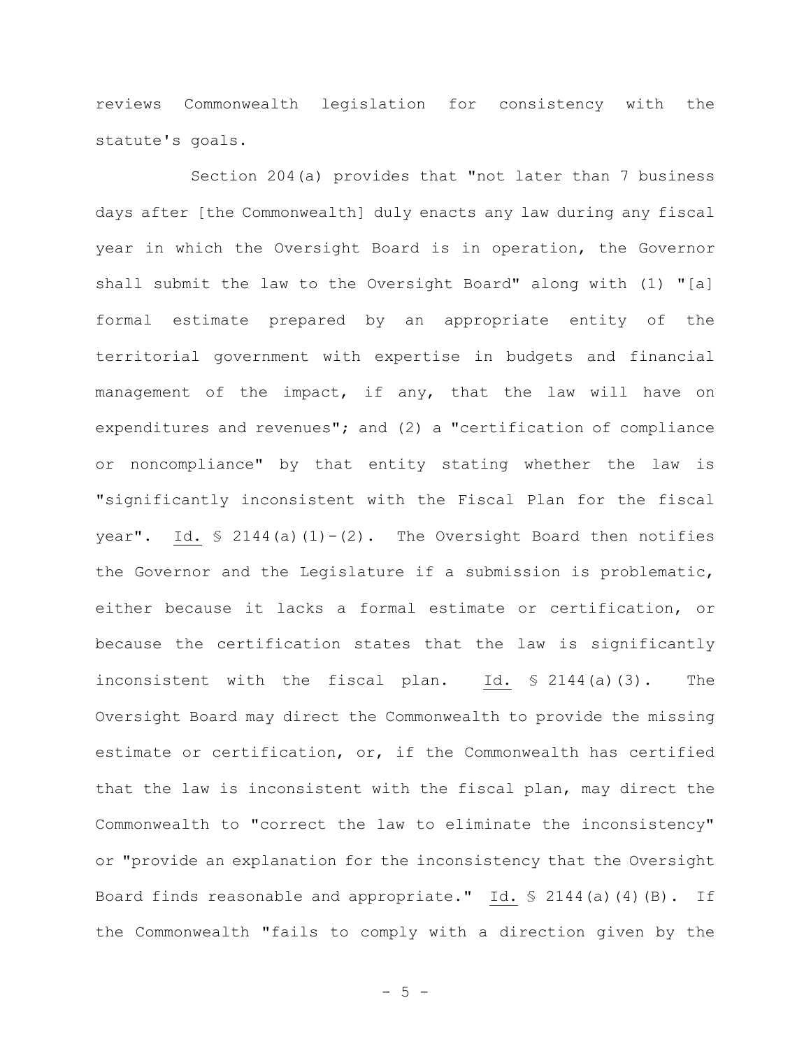reviews Commonwealth legislation for consistency with the statute's goals.

Section 204(a) provides that "not later than 7 business days after [the Commonwealth] duly enacts any law during any fiscal year in which the Oversight Board is in operation, the Governor shall submit the law to the Oversight Board" along with (1) "[a] formal estimate prepared by an appropriate entity of the territorial government with expertise in budgets and financial management of the impact, if any, that the law will have on expenditures and revenues"; and (2) a "certification of compliance or noncompliance" by that entity stating whether the law is "significantly inconsistent with the Fiscal Plan for the fiscal year". Id. § 2144(a)(1)-(2). The Oversight Board then notifies the Governor and the Legislature if a submission is problematic, either because it lacks a formal estimate or certification, or because the certification states that the law is significantly inconsistent with the fiscal plan. Id. § 2144(a)(3). The Oversight Board may direct the Commonwealth to provide the missing estimate or certification, or, if the Commonwealth has certified that the law is inconsistent with the fiscal plan, may direct the Commonwealth to "correct the law to eliminate the inconsistency" or "provide an explanation for the inconsistency that the Oversight Board finds reasonable and appropriate." Id. § 2144(a)(4)(B). If the Commonwealth "fails to comply with a direction given by the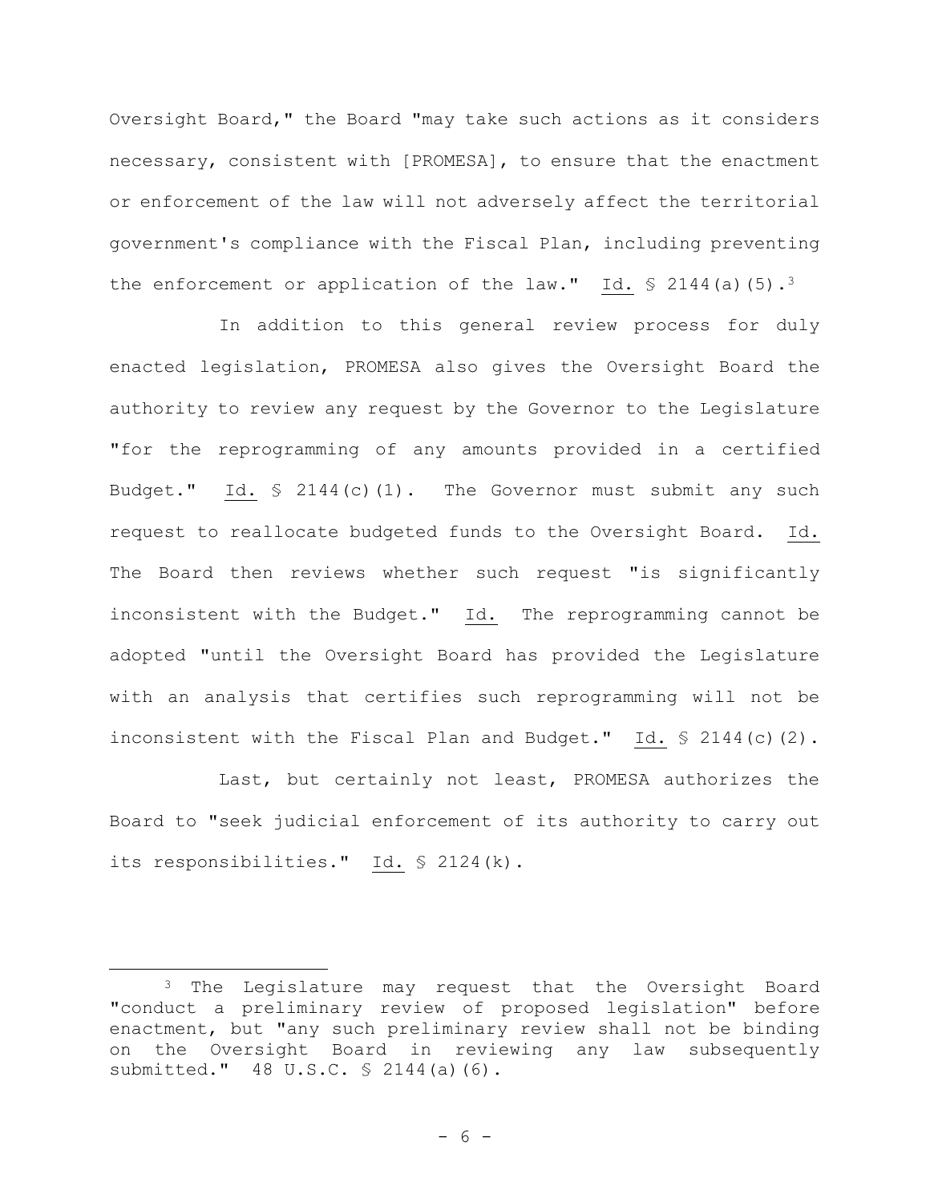Oversight Board," the Board "may take such actions as it considers necessary, consistent with [PROMESA], to ensure that the enactment or enforcement of the law will not adversely affect the territorial government's compliance with the Fiscal Plan, including preventing the enforcement or application of the law." Id. § 2144(a)(5).[3]

In addition to this general review process for duly enacted legislation, PROMESA also gives the Oversight Board the authority to review any request by the Governor to the Legislature "for the reprogramming of any amounts provided in a certified Budget." Id. § 2144(c)(1). The Governor must submit any such request to reallocate budgeted funds to the Oversight Board. Id. The Board then reviews whether such request "is significantly inconsistent with the Budget." Id. The reprogramming cannot be adopted "until the Oversight Board has provided the Legislature with an analysis that certifies such reprogramming will not be inconsistent with the Fiscal Plan and Budget." Id. § 2144(c)(2).

Last, but certainly not least, PROMESA authorizes the Board to "seek judicial enforcement of its authority to carry out its responsibilities." Id. § 2124(k).

[3] The Legislature may request that the Oversight Board "conduct a preliminary review of proposed legislation" before enactment, but "any such preliminary review shall not be binding on the Oversight Board in reviewing any law subsequently submitted." 48 U.S.C. § 2144(a)(6).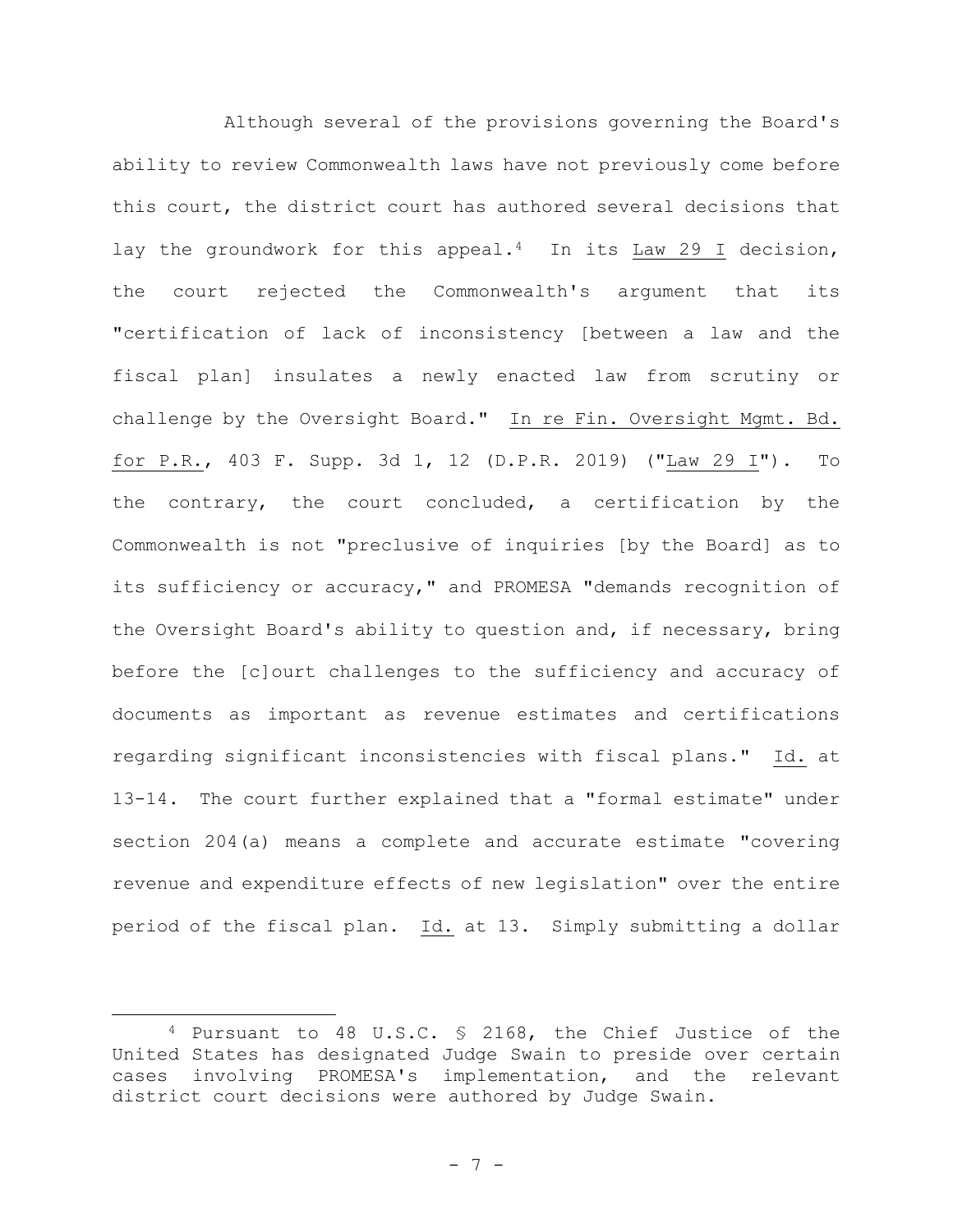Although several of the provisions governing the Board's ability to review Commonwealth laws have not previously come before this court, the district court has authored several decisions that lay the groundwork for this appeal.[4] In its Law 29 I decision, the court rejected the Commonwealth's argument that its "certification of lack of inconsistency [between a law and the fiscal plan] insulates a newly enacted law from scrutiny or challenge by the Oversight Board." In re Fin. Oversight Mgmt. Bd. for P.R., 403 F. Supp. 3d 1, 12 (D.P.R. 2019) ("Law 29 I"). To the contrary, the court concluded, a certification by the Commonwealth is not "preclusive of inquiries [by the Board] as to its sufficiency or accuracy," and PROMESA "demands recognition of the Oversight Board's ability to question and, if necessary, bring before the [c]ourt challenges to the sufficiency and accuracy of documents as important as revenue estimates and certifications regarding significant inconsistencies with fiscal plans." Id. at 13-14. The court further explained that a "formal estimate" under section 204(a) means a complete and accurate estimate "covering revenue and expenditure effects of new legislation" over the entire period of the fiscal plan. Id. at 13. Simply submitting a dollar

[4] Pursuant to 48 U.S.C. § 2168, the Chief Justice of the United States has designated Judge Swain to preside over certain cases involving PROMESA's implementation, and the relevant district court decisions were authored by Judge Swain.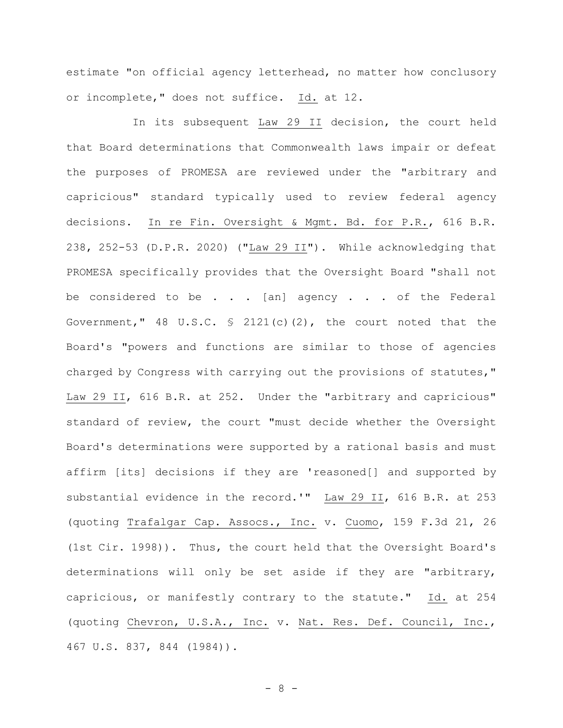estimate "on official agency letterhead, no matter how conclusory or incomplete," does not suffice. Id. at 12.

In its subsequent Law 29 II decision, the court held that Board determinations that Commonwealth laws impair or defeat the purposes of PROMESA are reviewed under the "arbitrary and capricious" standard typically used to review federal agency decisions. In re Fin. Oversight & Mgmt. Bd. for P.R., 616 B.R. 238, 252-53 (D.P.R. 2020) ("Law 29 II"). While acknowledging that PROMESA specifically provides that the Oversight Board "shall not be considered to be . . . [an] agency . . . of the Federal Government," 48 U.S.C. § 2121(c)(2), the court noted that the Board's "powers and functions are similar to those of agencies charged by Congress with carrying out the provisions of statutes," Law 29 II, 616 B.R. at 252. Under the "arbitrary and capricious" standard of review, the court "must decide whether the Oversight Board's determinations were supported by a rational basis and must affirm [its] decisions if they are 'reasoned[] and supported by substantial evidence in the record.'" Law 29 II, 616 B.R. at 253 (quoting Trafalgar Cap. Assocs., Inc. v. Cuomo, 159 F.3d 21, 26 (1st Cir. 1998)). Thus, the court held that the Oversight Board's determinations will only be set aside if they are "arbitrary, capricious, or manifestly contrary to the statute." Id. at 254 (quoting Chevron, U.S.A., Inc. v. Nat. Res. Def. Council, Inc., 467 U.S. 837, 844 (1984)).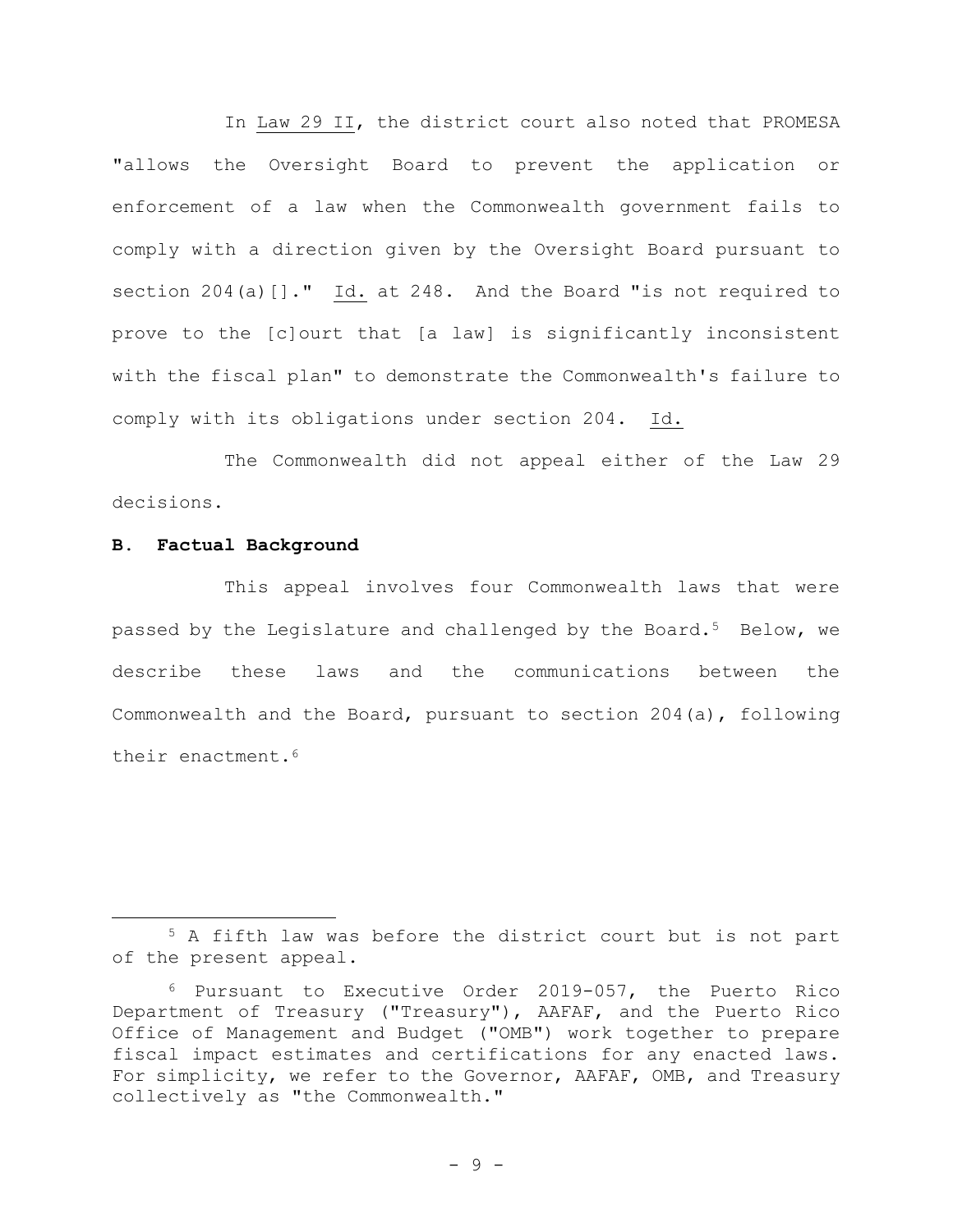In Law 29 II, the district court also noted that PROMESA "allows the Oversight Board to prevent the application or enforcement of a law when the Commonwealth government fails to comply with a direction given by the Oversight Board pursuant to section 204(a)[]." Id. at 248. And the Board "is not required to prove to the [c]ourt that [a law] is significantly inconsistent with the fiscal plan" to demonstrate the Commonwealth's failure to comply with its obligations under section 204. Id.

The Commonwealth did not appeal either of the Law 29 decisions.

**B. Factual Background**

This appeal involves four Commonwealth laws that were passed by the Legislature and challenged by the Board.[5] Below, we describe these laws and the communications between the Commonwealth and the Board, pursuant to section 204(a), following their enactment.[6]

---

[5] A fifth law was before the district court but is not part of the present appeal.

[6] Pursuant to Executive Order 2019-057, the Puerto Rico Department of Treasury ("Treasury"), AAFAF, and the Puerto Rico Office of Management and Budget ("OMB") work together to prepare fiscal impact estimates and certifications for any enacted laws. For simplicity, we refer to the Governor, AAFAF, OMB, and Treasury collectively as "the Commonwealth."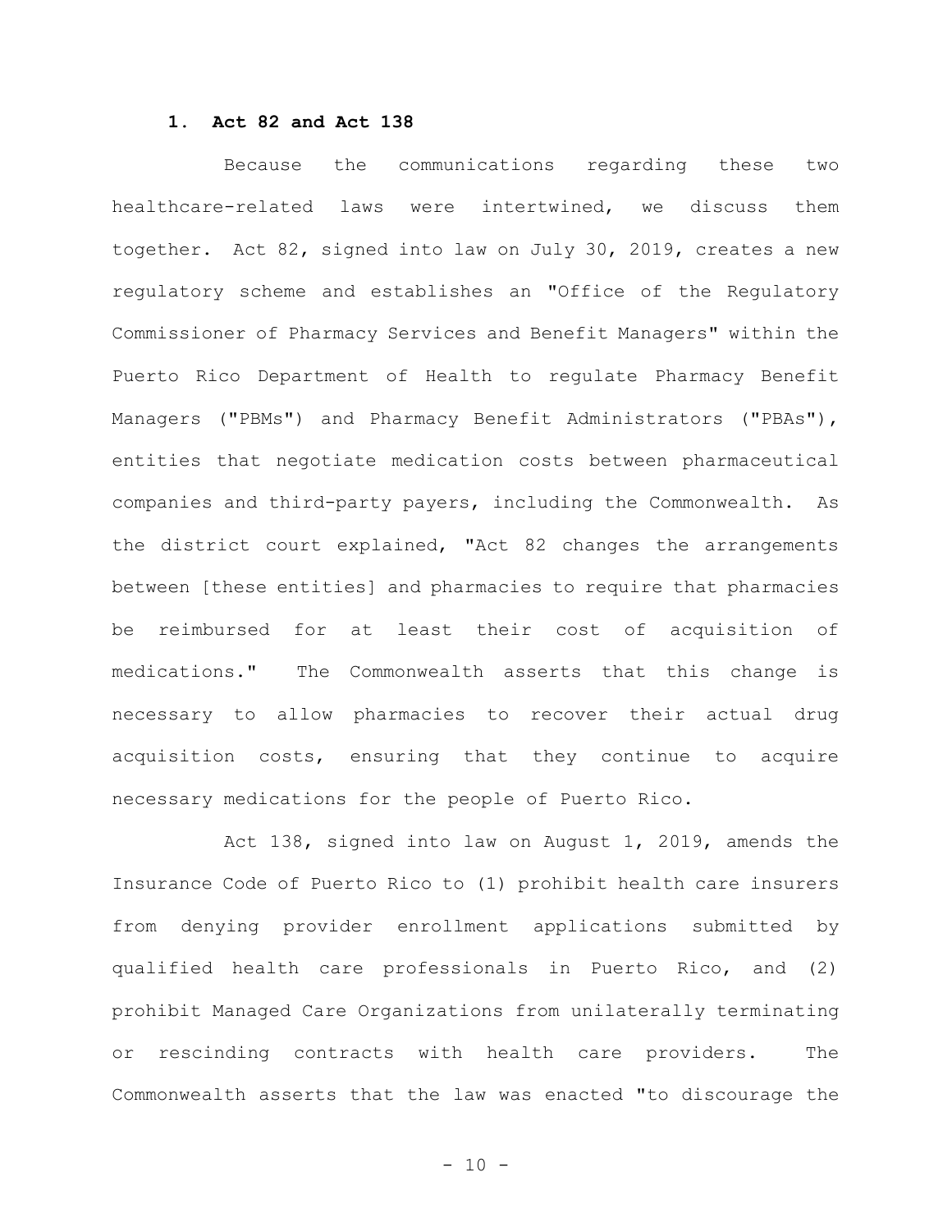### 1. Act 82 and Act 138

Because the communications regarding these two healthcare-related laws were intertwined, we discuss them together. Act 82, signed into law on July 30, 2019, creates a new regulatory scheme and establishes an "Office of the Regulatory Commissioner of Pharmacy Services and Benefit Managers" within the Puerto Rico Department of Health to regulate Pharmacy Benefit Managers ("PBMs") and Pharmacy Benefit Administrators ("PBAs"), entities that negotiate medication costs between pharmaceutical companies and third-party payers, including the Commonwealth. As the district court explained, "Act 82 changes the arrangements between [these entities] and pharmacies to require that pharmacies be reimbursed for at least their cost of acquisition of medications." The Commonwealth asserts that this change is necessary to allow pharmacies to recover their actual drug acquisition costs, ensuring that they continue to acquire necessary medications for the people of Puerto Rico.

Act 138, signed into law on August 1, 2019, amends the Insurance Code of Puerto Rico to (1) prohibit health care insurers from denying provider enrollment applications submitted by qualified health care professionals in Puerto Rico, and (2) prohibit Managed Care Organizations from unilaterally terminating or rescinding contracts with health care providers. The Commonwealth asserts that the law was enacted "to discourage the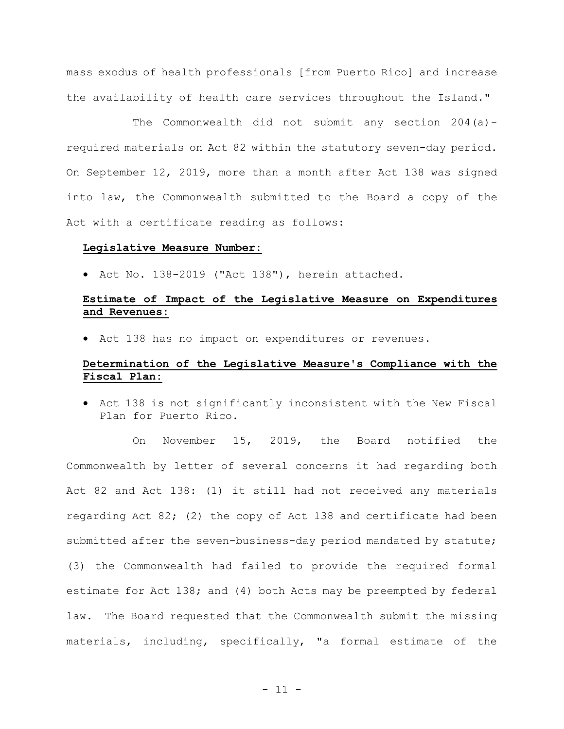mass exodus of health professionals [from Puerto Rico] and increase the availability of health care services throughout the Island."

The Commonwealth did not submit any section 204(a)-required materials on Act 82 within the statutory seven-day period. On September 12, 2019, more than a month after Act 138 was signed into law, the Commonwealth submitted to the Board a copy of the Act with a certificate reading as follows:

**Legislative Measure Number:**

- Act No. 138-2019 ("Act 138"), herein attached.

**Estimate of Impact of the Legislative Measure on Expenditures and Revenues:**

- Act 138 has no impact on expenditures or revenues.

**Determination of the Legislative Measure's Compliance with the Fiscal Plan:**

- Act 138 is not significantly inconsistent with the New Fiscal Plan for Puerto Rico.

On November 15, 2019, the Board notified the Commonwealth by letter of several concerns it had regarding both Act 82 and Act 138: (1) it still had not received any materials regarding Act 82; (2) the copy of Act 138 and certificate had been submitted after the seven-business-day period mandated by statute; (3) the Commonwealth had failed to provide the required formal estimate for Act 138; and (4) both Acts may be preempted by federal law. The Board requested that the Commonwealth submit the missing materials, including, specifically, "a formal estimate of the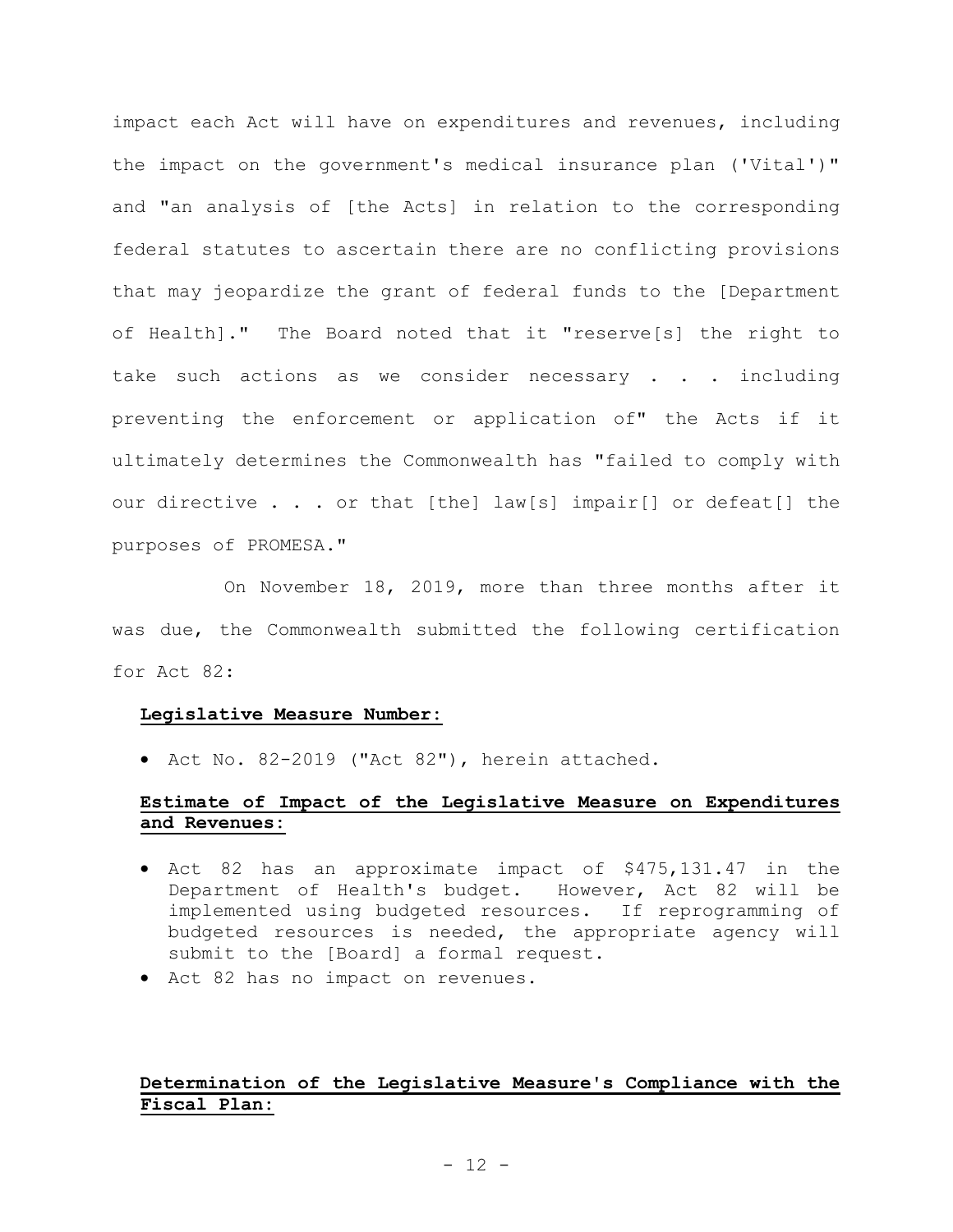impact each Act will have on expenditures and revenues, including the impact on the government's medical insurance plan ('Vital')" and "an analysis of [the Acts] in relation to the corresponding federal statutes to ascertain there are no conflicting provisions that may jeopardize the grant of federal funds to the [Department of Health]." The Board noted that it "reserve[s] the right to take such actions as we consider necessary . . . including preventing the enforcement or application of" the Acts if it ultimately determines the Commonwealth has "failed to comply with our directive . . . or that [the] law[s] impair[] or defeat[] the purposes of PROMESA."

On November 18, 2019, more than three months after it was due, the Commonwealth submitted the following certification for Act 82:

> **Legislative Measure Number:**
>
> - Act No. 82-2019 ("Act 82"), herein attached.
>
> **Estimate of Impact of the Legislative Measure on Expenditures and Revenues:**
>
> - Act 82 has an approximate impact of $475,131.47 in the Department of Health's budget. However, Act 82 will be implemented using budgeted resources. If reprogramming of budgeted resources is needed, the appropriate agency will submit to the [Board] a formal request.
> - Act 82 has no impact on revenues.
>
> **Determination of the Legislative Measure's Compliance with the Fiscal Plan:**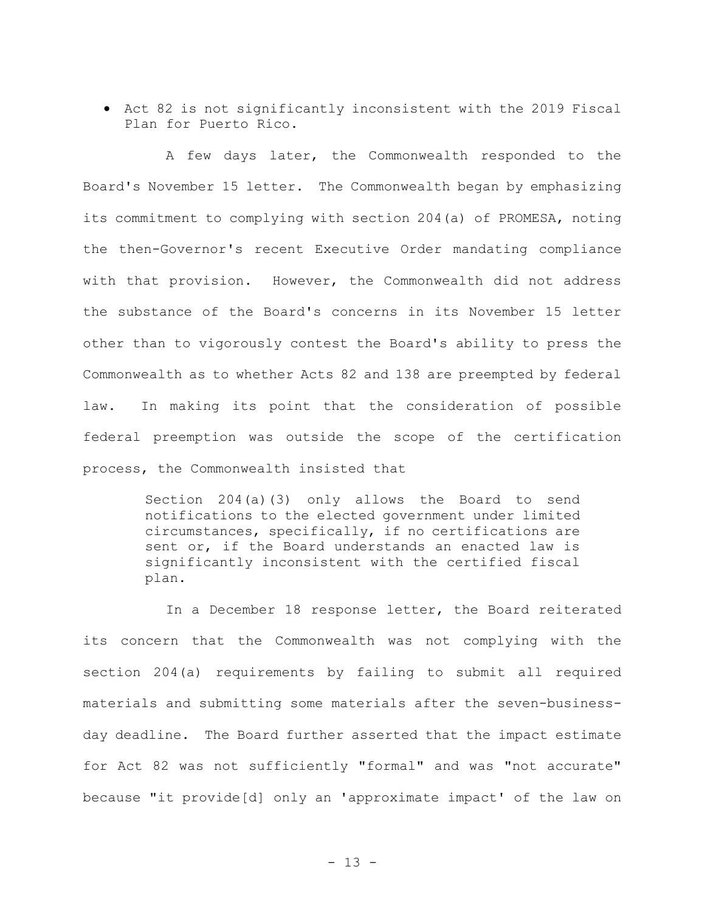- Act 82 is not significantly inconsistent with the 2019 Fiscal Plan for Puerto Rico.

A few days later, the Commonwealth responded to the Board's November 15 letter. The Commonwealth began by emphasizing its commitment to complying with section 204(a) of PROMESA, noting the then-Governor's recent Executive Order mandating compliance with that provision. However, the Commonwealth did not address the substance of the Board's concerns in its November 15 letter other than to vigorously contest the Board's ability to press the Commonwealth as to whether Acts 82 and 138 are preempted by federal law. In making its point that the consideration of possible federal preemption was outside the scope of the certification process, the Commonwealth insisted that

> Section 204(a)(3) only allows the Board to send notifications to the elected government under limited circumstances, specifically, if no certifications are sent or, if the Board understands an enacted law is significantly inconsistent with the certified fiscal plan.

In a December 18 response letter, the Board reiterated its concern that the Commonwealth was not complying with the section 204(a) requirements by failing to submit all required materials and submitting some materials after the seven-business-day deadline. The Board further asserted that the impact estimate for Act 82 was not sufficiently "formal" and was "not accurate" because "it provide[d] only an 'approximate impact' of the law on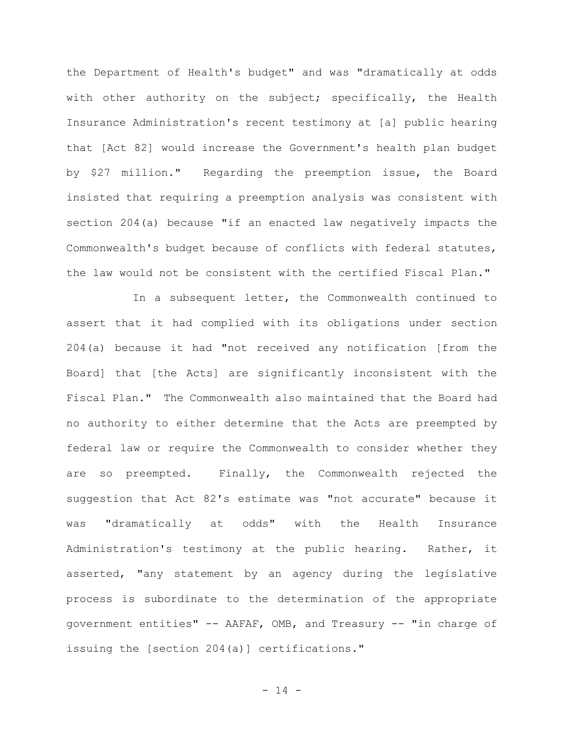the Department of Health's budget" and was "dramatically at odds with other authority on the subject; specifically, the Health Insurance Administration's recent testimony at [a] public hearing that [Act 82] would increase the Government's health plan budget by $27 million." Regarding the preemption issue, the Board insisted that requiring a preemption analysis was consistent with section 204(a) because "if an enacted law negatively impacts the Commonwealth's budget because of conflicts with federal statutes, the law would not be consistent with the certified Fiscal Plan."

In a subsequent letter, the Commonwealth continued to assert that it had complied with its obligations under section 204(a) because it had "not received any notification [from the Board] that [the Acts] are significantly inconsistent with the Fiscal Plan." The Commonwealth also maintained that the Board had no authority to either determine that the Acts are preempted by federal law or require the Commonwealth to consider whether they are so preempted. Finally, the Commonwealth rejected the suggestion that Act 82's estimate was "not accurate" because it was "dramatically at odds" with the Health Insurance Administration's testimony at the public hearing. Rather, it asserted, "any statement by an agency during the legislative process is subordinate to the determination of the appropriate government entities" -- AAFAF, OMB, and Treasury -- "in charge of issuing the [section 204(a)] certifications."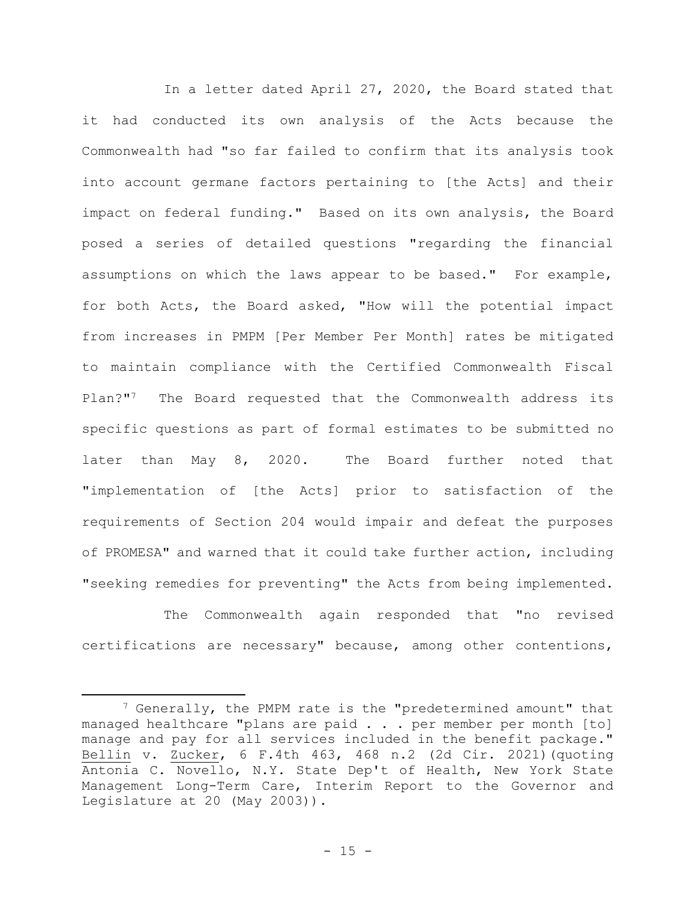In a letter dated April 27, 2020, the Board stated that it had conducted its own analysis of the Acts because the Commonwealth had "so far failed to confirm that its analysis took into account germane factors pertaining to [the Acts] and their impact on federal funding." Based on its own analysis, the Board posed a series of detailed questions "regarding the financial assumptions on which the laws appear to be based." For example, for both Acts, the Board asked, "How will the potential impact from increases in PMPM [Per Member Per Month] rates be mitigated to maintain compliance with the Certified Commonwealth Fiscal Plan?"[7] The Board requested that the Commonwealth address its specific questions as part of formal estimates to be submitted no later than May 8, 2020. The Board further noted that "implementation of [the Acts] prior to satisfaction of the requirements of Section 204 would impair and defeat the purposes of PROMESA" and warned that it could take further action, including "seeking remedies for preventing" the Acts from being implemented.

The Commonwealth again responded that "no revised certifications are necessary" because, among other contentions,

---

[7] Generally, the PMPM rate is the "predetermined amount" that managed healthcare "plans are paid . . . per member per month [to] manage and pay for all services included in the benefit package." Bellin v. Zucker, 6 F.4th 463, 468 n.2 (2d Cir. 2021)(quoting Antonia C. Novello, N.Y. State Dep't of Health, New York State Management Long-Term Care, Interim Report to the Governor and Legislature at 20 (May 2003)).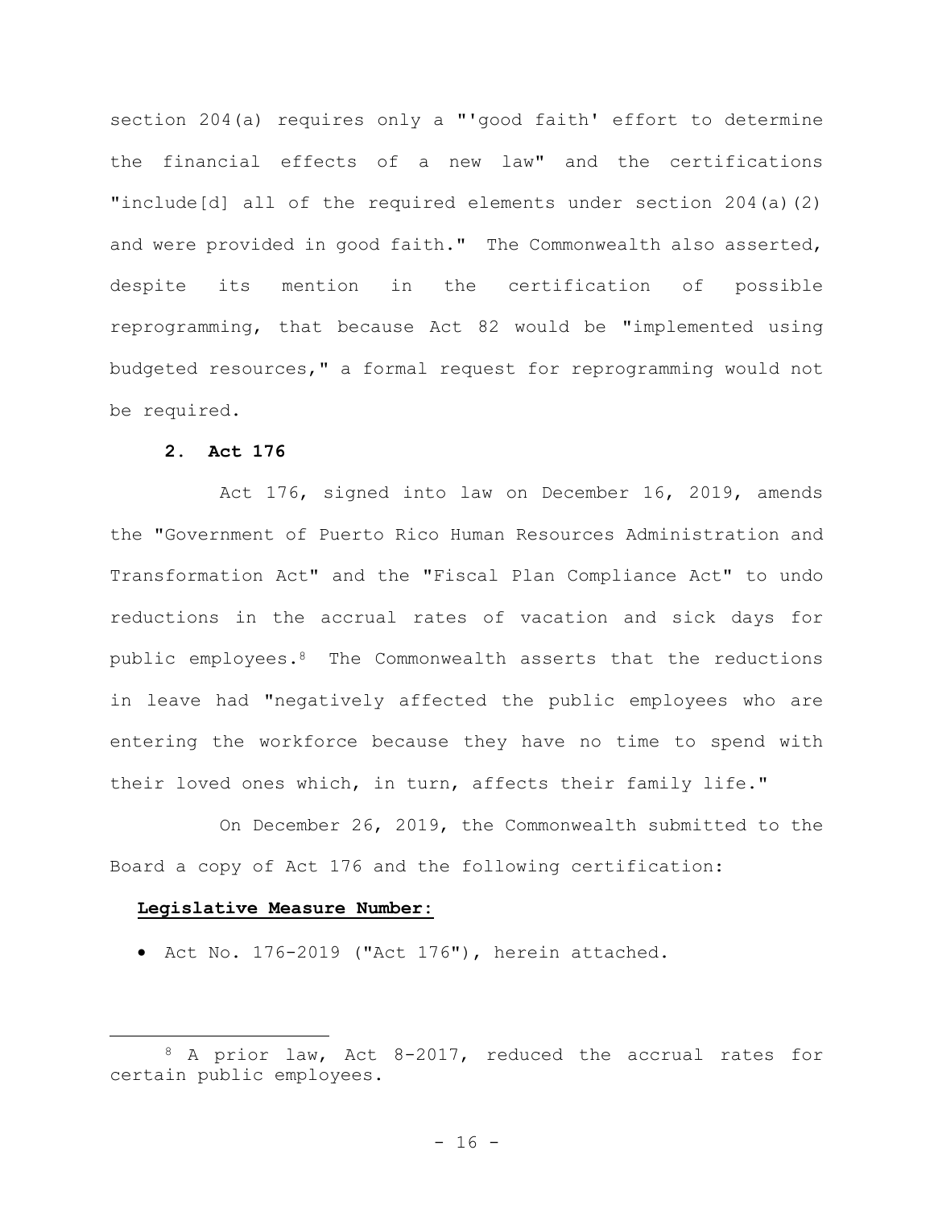section 204(a) requires only a "'good faith' effort to determine the financial effects of a new law" and the certifications "include[d] all of the required elements under section 204(a)(2) and were provided in good faith." The Commonwealth also asserted, despite its mention in the certification of possible reprogramming, that because Act 82 would be "implemented using budgeted resources," a formal request for reprogramming would not be required.

**2. Act 176**

Act 176, signed into law on December 16, 2019, amends the "Government of Puerto Rico Human Resources Administration and Transformation Act" and the "Fiscal Plan Compliance Act" to undo reductions in the accrual rates of vacation and sick days for public employees.[8] The Commonwealth asserts that the reductions in leave had "negatively affected the public employees who are entering the workforce because they have no time to spend with their loved ones which, in turn, affects their family life."

On December 26, 2019, the Commonwealth submitted to the Board a copy of Act 176 and the following certification:

**Legislative Measure Number:**

- Act No. 176-2019 ("Act 176"), herein attached.

---

[8] A prior law, Act 8-2017, reduced the accrual rates for certain public employees.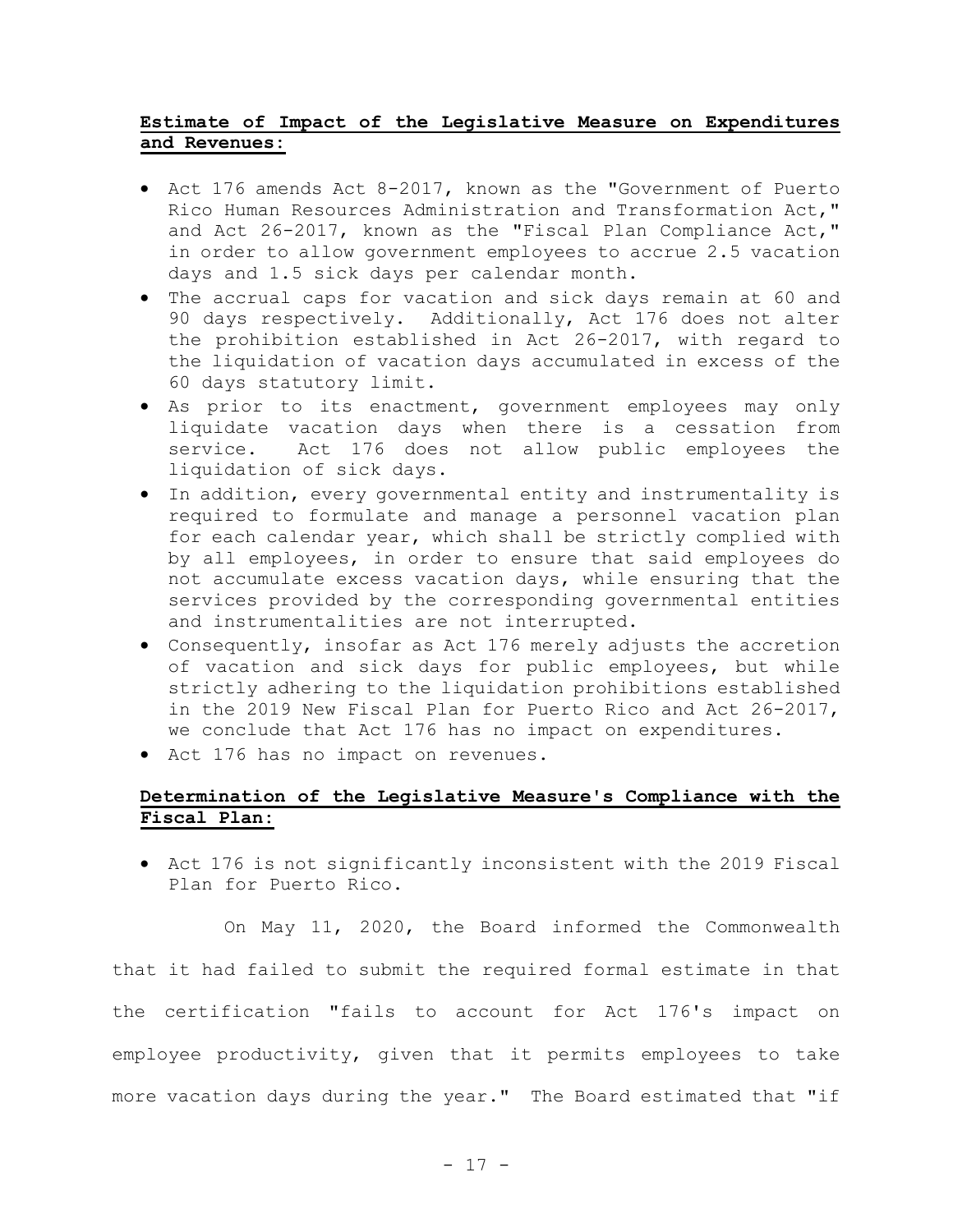**Estimate of Impact of the Legislative Measure on Expenditures and Revenues:**

- Act 176 amends Act 8-2017, known as the "Government of Puerto Rico Human Resources Administration and Transformation Act," and Act 26-2017, known as the "Fiscal Plan Compliance Act," in order to allow government employees to accrue 2.5 vacation days and 1.5 sick days per calendar month.
- The accrual caps for vacation and sick days remain at 60 and 90 days respectively. Additionally, Act 176 does not alter the prohibition established in Act 26-2017, with regard to the liquidation of vacation days accumulated in excess of the 60 days statutory limit.
- As prior to its enactment, government employees may only liquidate vacation days when there is a cessation from service. Act 176 does not allow public employees the liquidation of sick days.
- In addition, every governmental entity and instrumentality is required to formulate and manage a personnel vacation plan for each calendar year, which shall be strictly complied with by all employees, in order to ensure that said employees do not accumulate excess vacation days, while ensuring that the services provided by the corresponding governmental entities and instrumentalities are not interrupted.
- Consequently, insofar as Act 176 merely adjusts the accretion of vacation and sick days for public employees, but while strictly adhering to the liquidation prohibitions established in the 2019 New Fiscal Plan for Puerto Rico and Act 26-2017, we conclude that Act 176 has no impact on expenditures.
- Act 176 has no impact on revenues.

**Determination of the Legislative Measure's Compliance with the Fiscal Plan:**

- Act 176 is not significantly inconsistent with the 2019 Fiscal Plan for Puerto Rico.

On May 11, 2020, the Board informed the Commonwealth that it had failed to submit the required formal estimate in that the certification "fails to account for Act 176's impact on employee productivity, given that it permits employees to take more vacation days during the year." The Board estimated that "if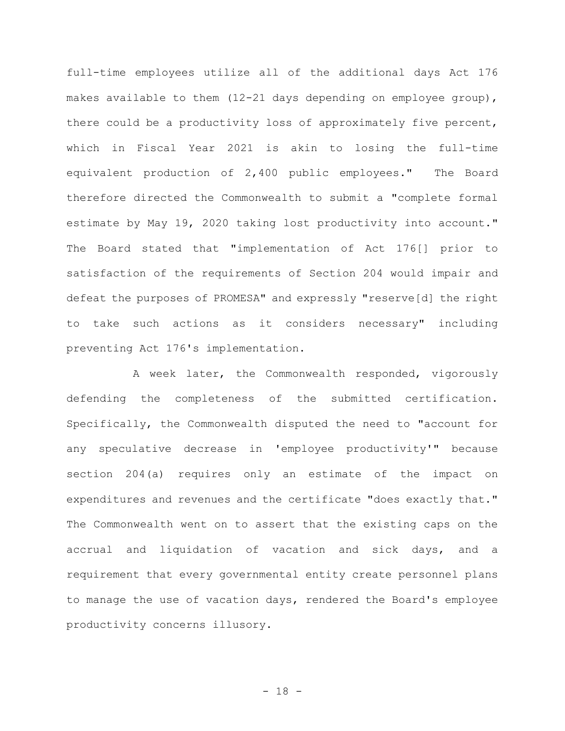full-time employees utilize all of the additional days Act 176 makes available to them (12-21 days depending on employee group), there could be a productivity loss of approximately five percent, which in Fiscal Year 2021 is akin to losing the full-time equivalent production of 2,400 public employees." The Board therefore directed the Commonwealth to submit a "complete formal estimate by May 19, 2020 taking lost productivity into account." The Board stated that "implementation of Act 176[] prior to satisfaction of the requirements of Section 204 would impair and defeat the purposes of PROMESA" and expressly "reserve[d] the right to take such actions as it considers necessary" including preventing Act 176's implementation.

A week later, the Commonwealth responded, vigorously defending the completeness of the submitted certification. Specifically, the Commonwealth disputed the need to "account for any speculative decrease in 'employee productivity'" because section 204(a) requires only an estimate of the impact on expenditures and revenues and the certificate "does exactly that." The Commonwealth went on to assert that the existing caps on the accrual and liquidation of vacation and sick days, and a requirement that every governmental entity create personnel plans to manage the use of vacation days, rendered the Board's employee productivity concerns illusory.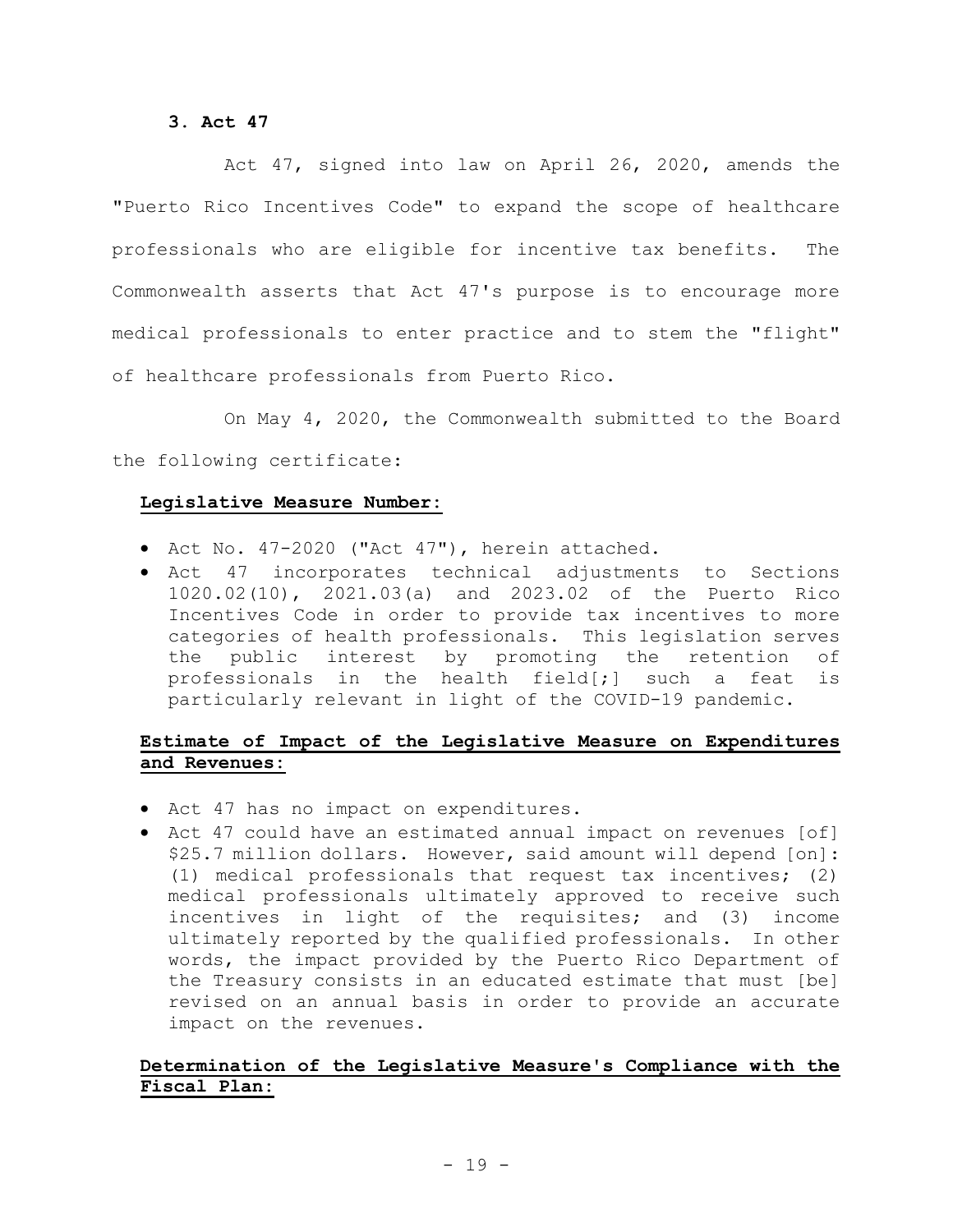**3. Act 47**

Act 47, signed into law on April 26, 2020, amends the "Puerto Rico Incentives Code" to expand the scope of healthcare professionals who are eligible for incentive tax benefits. The Commonwealth asserts that Act 47's purpose is to encourage more medical professionals to enter practice and to stem the "flight" of healthcare professionals from Puerto Rico.

On May 4, 2020, the Commonwealth submitted to the Board the following certificate:

**Legislative Measure Number:**

- Act No. 47-2020 ("Act 47"), herein attached.
- Act 47 incorporates technical adjustments to Sections 1020.02(10), 2021.03(a) and 2023.02 of the Puerto Rico Incentives Code in order to provide tax incentives to more categories of health professionals. This legislation serves the public interest by promoting the retention of professionals in the health field[;] such a feat is particularly relevant in light of the COVID-19 pandemic.

**Estimate of Impact of the Legislative Measure on Expenditures and Revenues:**

- Act 47 has no impact on expenditures.
- Act 47 could have an estimated annual impact on revenues [of] $25.7 million dollars. However, said amount will depend [on]: (1) medical professionals that request tax incentives; (2) medical professionals ultimately approved to receive such incentives in light of the requisites; and (3) income ultimately reported by the qualified professionals. In other words, the impact provided by the Puerto Rico Department of the Treasury consists in an educated estimate that must [be] revised on an annual basis in order to provide an accurate impact on the revenues.

**Determination of the Legislative Measure's Compliance with the Fiscal Plan:**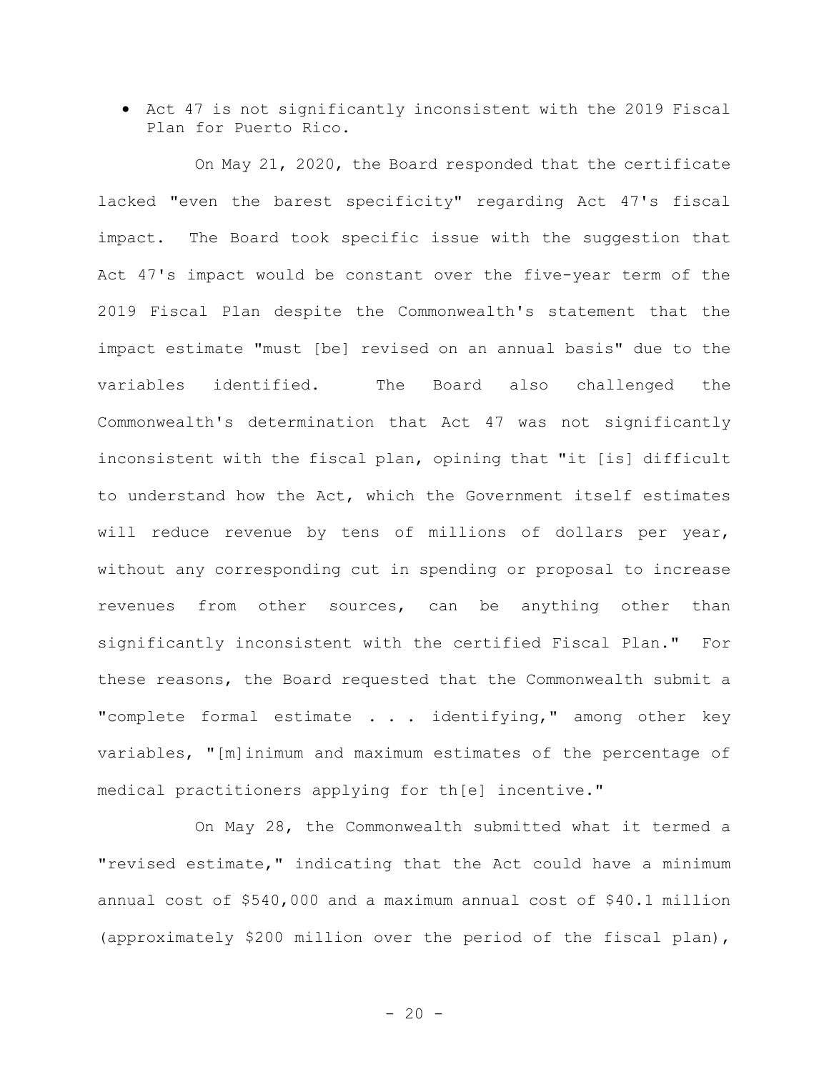- Act 47 is not significantly inconsistent with the 2019 Fiscal Plan for Puerto Rico.

On May 21, 2020, the Board responded that the certificate lacked "even the barest specificity" regarding Act 47's fiscal impact. The Board took specific issue with the suggestion that Act 47's impact would be constant over the five-year term of the 2019 Fiscal Plan despite the Commonwealth's statement that the impact estimate "must [be] revised on an annual basis" due to the variables identified. The Board also challenged the Commonwealth's determination that Act 47 was not significantly inconsistent with the fiscal plan, opining that "it [is] difficult to understand how the Act, which the Government itself estimates will reduce revenue by tens of millions of dollars per year, without any corresponding cut in spending or proposal to increase revenues from other sources, can be anything other than significantly inconsistent with the certified Fiscal Plan." For these reasons, the Board requested that the Commonwealth submit a "complete formal estimate . . . identifying," among other key variables, "[m]inimum and maximum estimates of the percentage of medical practitioners applying for th[e] incentive."

On May 28, the Commonwealth submitted what it termed a "revised estimate," indicating that the Act could have a minimum annual cost of $540,000 and a maximum annual cost of $40.1 million (approximately $200 million over the period of the fiscal plan),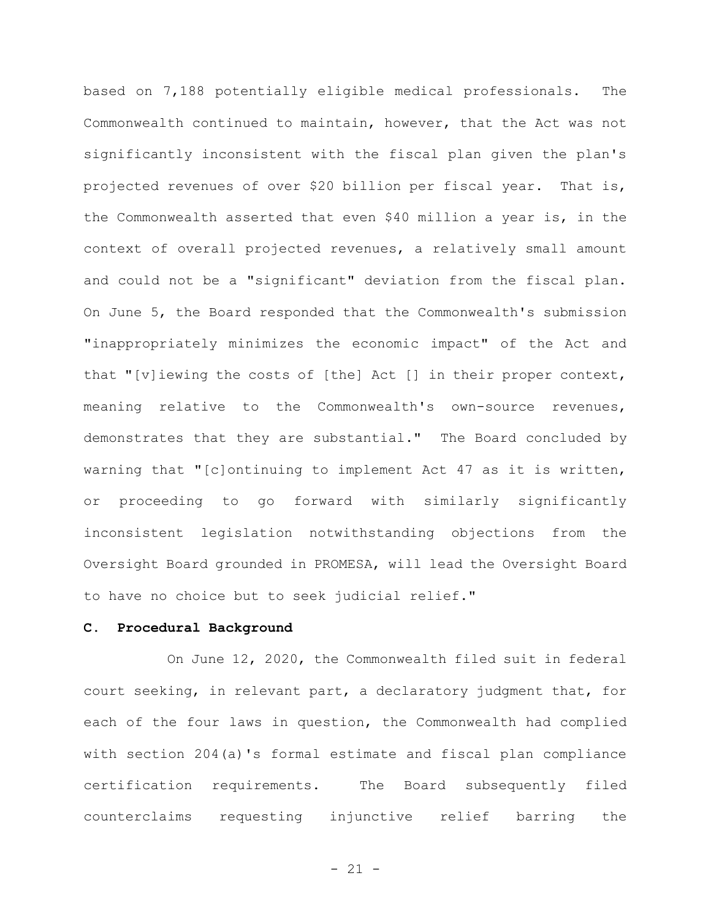based on 7,188 potentially eligible medical professionals. The Commonwealth continued to maintain, however, that the Act was not significantly inconsistent with the fiscal plan given the plan's projected revenues of over $20 billion per fiscal year. That is, the Commonwealth asserted that even $40 million a year is, in the context of overall projected revenues, a relatively small amount and could not be a "significant" deviation from the fiscal plan. On June 5, the Board responded that the Commonwealth's submission "inappropriately minimizes the economic impact" of the Act and that "[v]iewing the costs of [the] Act [] in their proper context, meaning relative to the Commonwealth's own-source revenues, demonstrates that they are substantial." The Board concluded by warning that "[c]ontinuing to implement Act 47 as it is written, or proceeding to go forward with similarly significantly inconsistent legislation notwithstanding objections from the Oversight Board grounded in PROMESA, will lead the Oversight Board to have no choice but to seek judicial relief."

**C. Procedural Background**

On June 12, 2020, the Commonwealth filed suit in federal court seeking, in relevant part, a declaratory judgment that, for each of the four laws in question, the Commonwealth had complied with section 204(a)'s formal estimate and fiscal plan compliance certification requirements. The Board subsequently filed counterclaims requesting injunctive relief barring the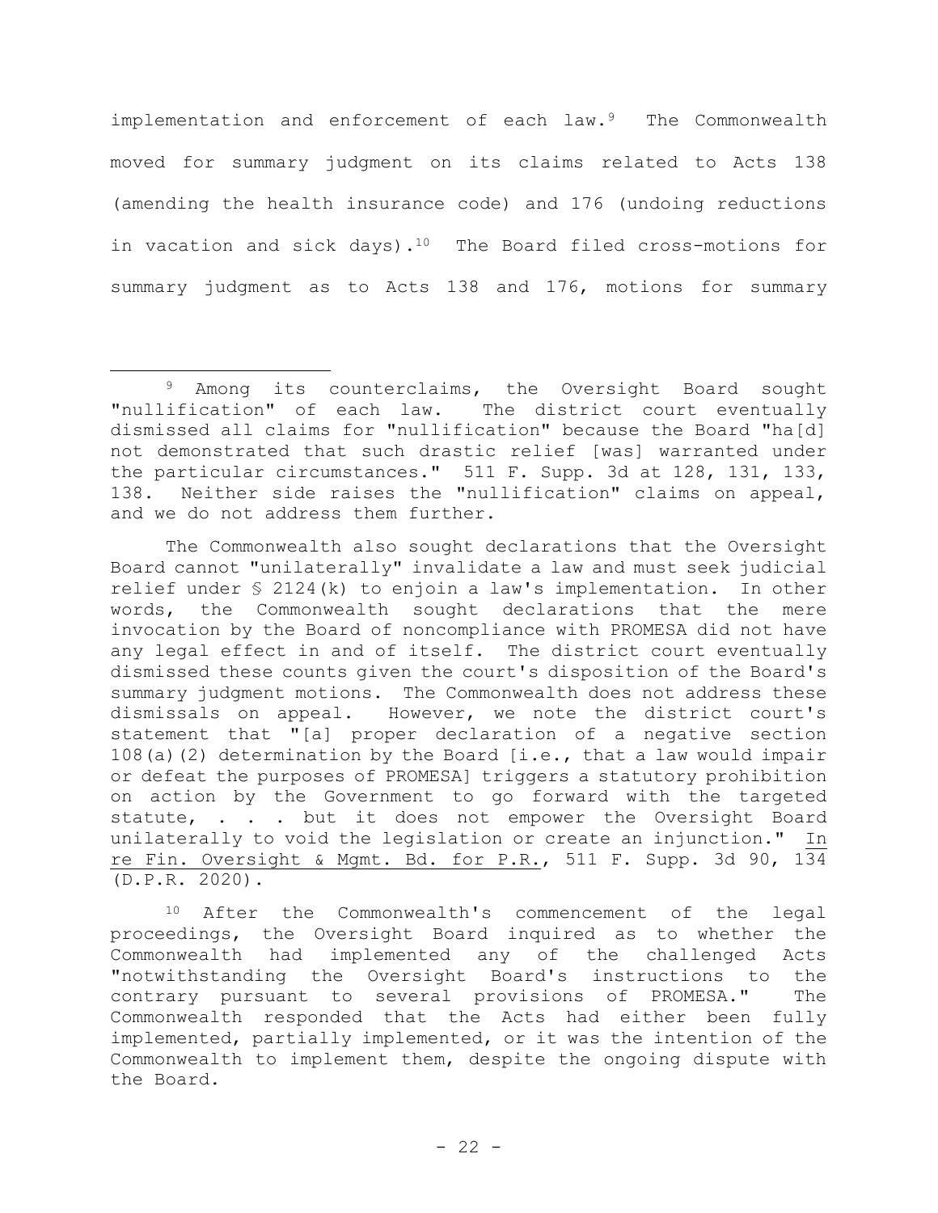implementation and enforcement of each law.[9] The Commonwealth moved for summary judgment on its claims related to Acts 138 (amending the health insurance code) and 176 (undoing reductions in vacation and sick days).[10] The Board filed cross-motions for summary judgment as to Acts 138 and 176, motions for summary

---

[9] Among its counterclaims, the Oversight Board sought "nullification" of each law. The district court eventually dismissed all claims for "nullification" because the Board "ha[d] not demonstrated that such drastic relief [was] warranted under the particular circumstances." 511 F. Supp. 3d at 128, 131, 133, 138. Neither side raises the "nullification" claims on appeal, and we do not address them further.

The Commonwealth also sought declarations that the Oversight Board cannot "unilaterally" invalidate a law and must seek judicial relief under § 2124(k) to enjoin a law's implementation. In other words, the Commonwealth sought declarations that the mere invocation by the Board of noncompliance with PROMESA did not have any legal effect in and of itself. The district court eventually dismissed these counts given the court's disposition of the Board's summary judgment motions. The Commonwealth does not address these dismissals on appeal. However, we note the district court's statement that "[a] proper declaration of a negative section 108(a)(2) determination by the Board [i.e., that a law would impair or defeat the purposes of PROMESA] triggers a statutory prohibition on action by the Government to go forward with the targeted statute, . . . but it does not empower the Oversight Board unilaterally to void the legislation or create an injunction." In re Fin. Oversight & Mgmt. Bd. for P.R., 511 F. Supp. 3d 90, 134 (D.P.R. 2020).

[10] After the Commonwealth's commencement of the legal proceedings, the Oversight Board inquired as to whether the Commonwealth had implemented any of the challenged Acts "notwithstanding the Oversight Board's instructions to the contrary pursuant to several provisions of PROMESA." The Commonwealth responded that the Acts had either been fully implemented, partially implemented, or it was the intention of the Commonwealth to implement them, despite the ongoing dispute with the Board.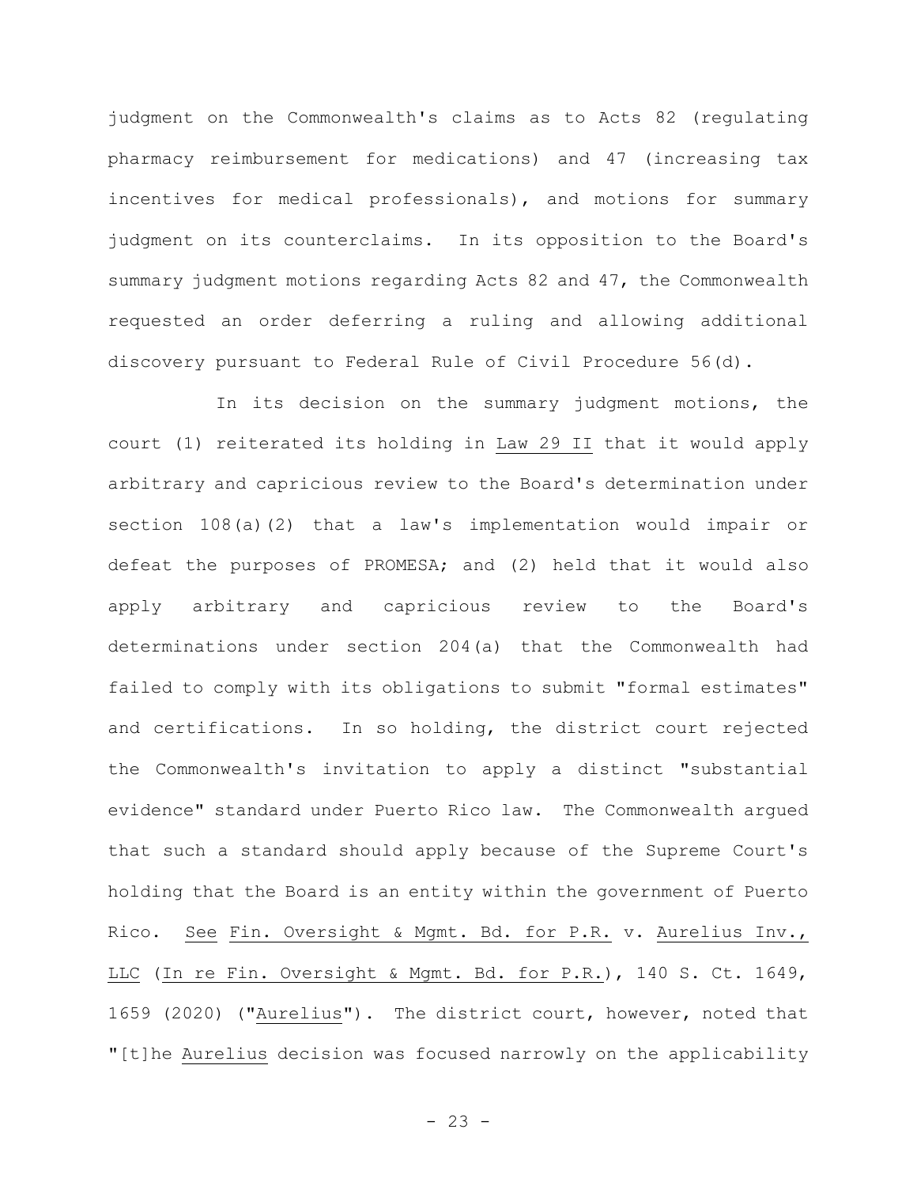judgment on the Commonwealth's claims as to Acts 82 (regulating pharmacy reimbursement for medications) and 47 (increasing tax incentives for medical professionals), and motions for summary judgment on its counterclaims. In its opposition to the Board's summary judgment motions regarding Acts 82 and 47, the Commonwealth requested an order deferring a ruling and allowing additional discovery pursuant to Federal Rule of Civil Procedure 56(d).

In its decision on the summary judgment motions, the court (1) reiterated its holding in Law 29 II that it would apply arbitrary and capricious review to the Board's determination under section 108(a)(2) that a law's implementation would impair or defeat the purposes of PROMESA; and (2) held that it would also apply arbitrary and capricious review to the Board's determinations under section 204(a) that the Commonwealth had failed to comply with its obligations to submit "formal estimates" and certifications. In so holding, the district court rejected the Commonwealth's invitation to apply a distinct "substantial evidence" standard under Puerto Rico law. The Commonwealth argued that such a standard should apply because of the Supreme Court's holding that the Board is an entity within the government of Puerto Rico. See Fin. Oversight & Mgmt. Bd. for P.R. v. Aurelius Inv., LLC (In re Fin. Oversight & Mgmt. Bd. for P.R.), 140 S. Ct. 1649, 1659 (2020) ("Aurelius"). The district court, however, noted that "[t]he Aurelius decision was focused narrowly on the applicability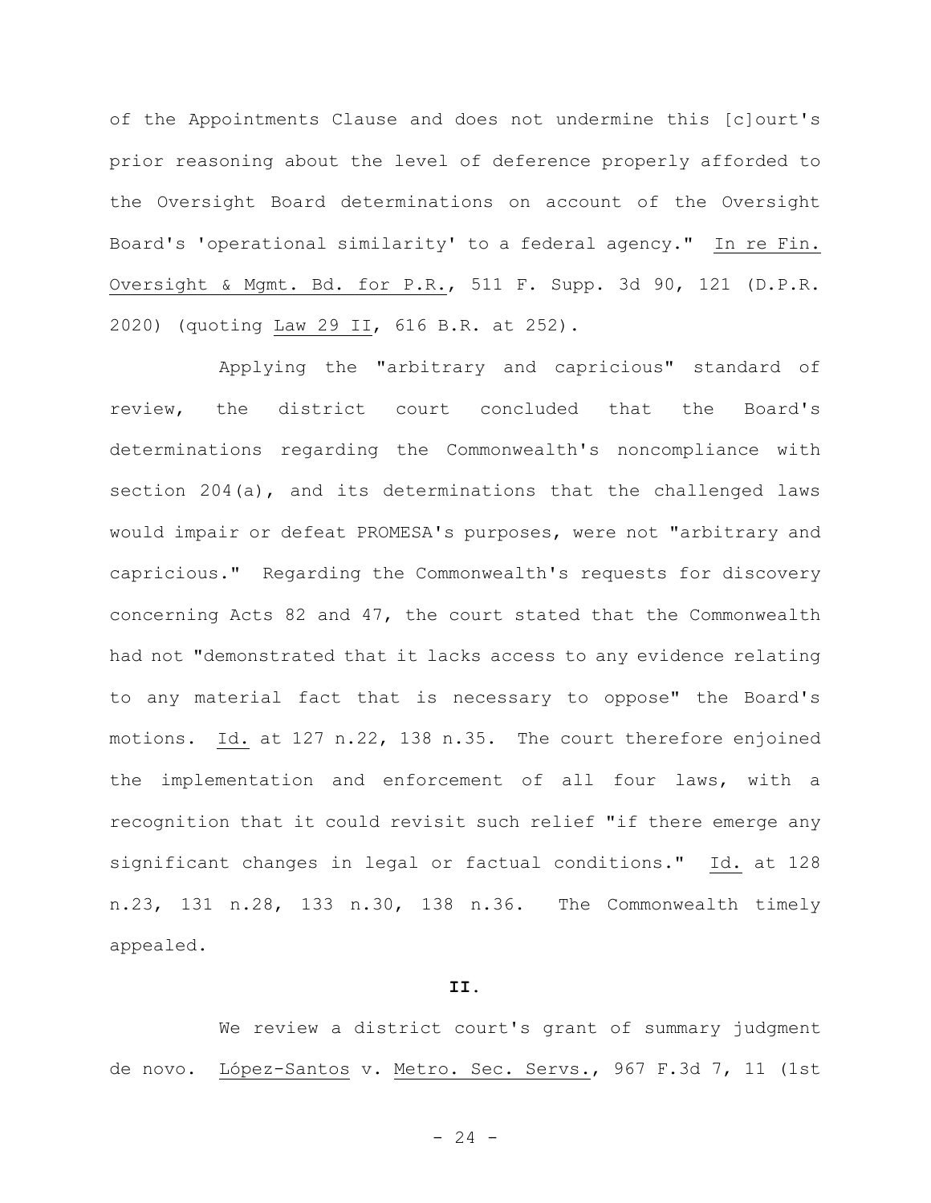of the Appointments Clause and does not undermine this [c]ourt's prior reasoning about the level of deference properly afforded to the Oversight Board determinations on account of the Oversight Board's 'operational similarity' to a federal agency." In re Fin. Oversight & Mgmt. Bd. for P.R., 511 F. Supp. 3d 90, 121 (D.P.R. 2020) (quoting Law 29 II, 616 B.R. at 252).

Applying the "arbitrary and capricious" standard of review, the district court concluded that the Board's determinations regarding the Commonwealth's noncompliance with section 204(a), and its determinations that the challenged laws would impair or defeat PROMESA's purposes, were not "arbitrary and capricious." Regarding the Commonwealth's requests for discovery concerning Acts 82 and 47, the court stated that the Commonwealth had not "demonstrated that it lacks access to any evidence relating to any material fact that is necessary to oppose" the Board's motions. Id. at 127 n.22, 138 n.35. The court therefore enjoined the implementation and enforcement of all four laws, with a recognition that it could revisit such relief "if there emerge any significant changes in legal or factual conditions." Id. at 128 n.23, 131 n.28, 133 n.30, 138 n.36. The Commonwealth timely appealed.

## II.

We review a district court's grant of summary judgment de novo. López-Santos v. Metro. Sec. Servs., 967 F.3d 7, 11 (1st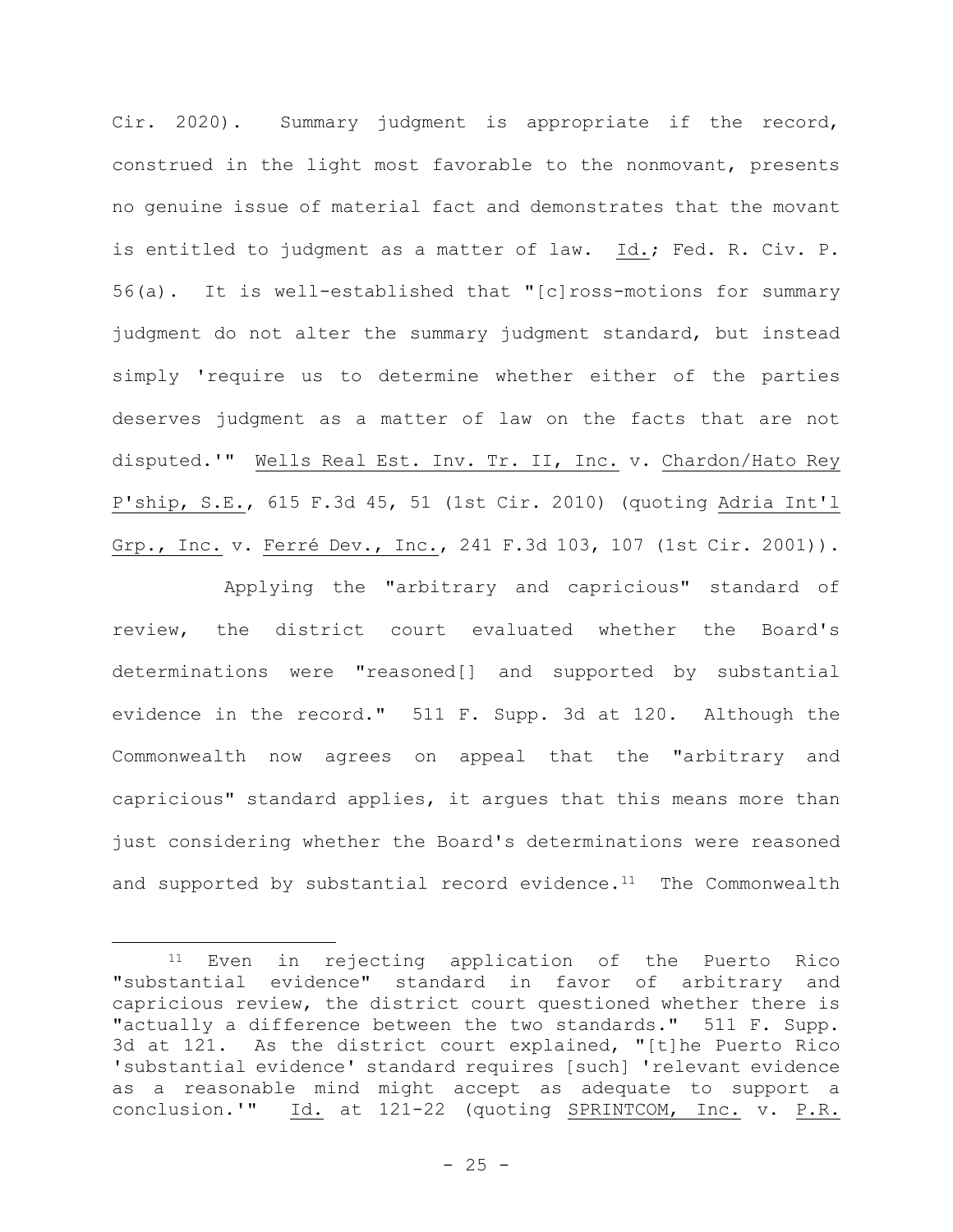Cir. 2020). Summary judgment is appropriate if the record, construed in the light most favorable to the nonmovant, presents no genuine issue of material fact and demonstrates that the movant is entitled to judgment as a matter of law. Id.; Fed. R. Civ. P. 56(a). It is well-established that "[c]ross-motions for summary judgment do not alter the summary judgment standard, but instead simply 'require us to determine whether either of the parties deserves judgment as a matter of law on the facts that are not disputed.'" Wells Real Est. Inv. Tr. II, Inc. v. Chardon/Hato Rey P'ship, S.E., 615 F.3d 45, 51 (1st Cir. 2010) (quoting Adria Int'l Grp., Inc. v. Ferré Dev., Inc., 241 F.3d 103, 107 (1st Cir. 2001)).

Applying the "arbitrary and capricious" standard of review, the district court evaluated whether the Board's determinations were "reasoned[] and supported by substantial evidence in the record." 511 F. Supp. 3d at 120. Although the Commonwealth now agrees on appeal that the "arbitrary and capricious" standard applies, it argues that this means more than just considering whether the Board's determinations were reasoned and supported by substantial record evidence.[11] The Commonwealth

[11] Even in rejecting application of the Puerto Rico "substantial evidence" standard in favor of arbitrary and capricious review, the district court questioned whether there is "actually a difference between the two standards." 511 F. Supp. 3d at 121. As the district court explained, "[t]he Puerto Rico 'substantial evidence' standard requires [such] 'relevant evidence as a reasonable mind might accept as adequate to support a conclusion.'" Id. at 121-22 (quoting SPRINTCOM, Inc. v. P.R.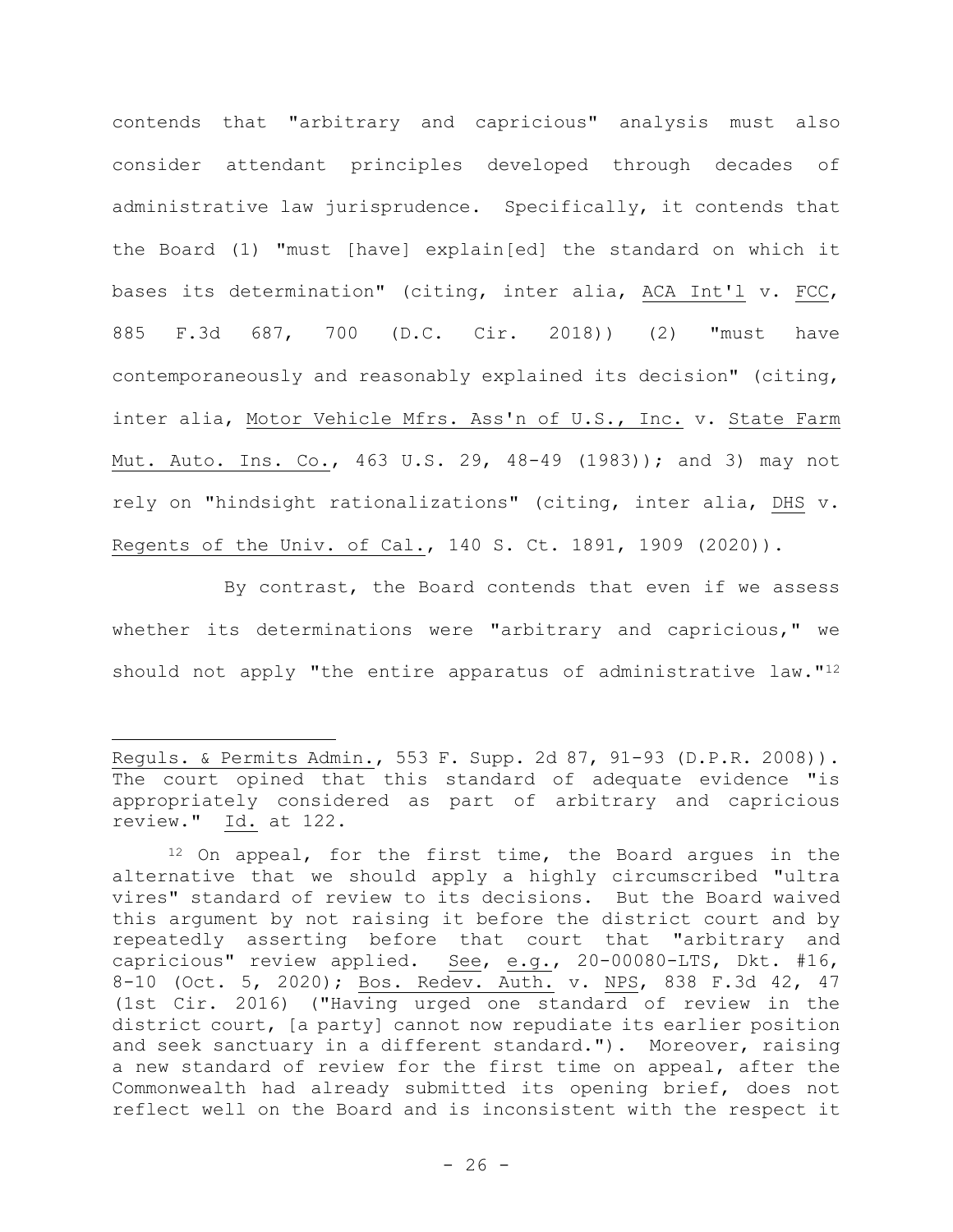contends that "arbitrary and capricious" analysis must also consider attendant principles developed through decades of administrative law jurisprudence. Specifically, it contends that the Board (1) "must [have] explain[ed] the standard on which it bases its determination" (citing, inter alia, ACA Int'l v. FCC, 885 F.3d 687, 700 (D.C. Cir. 2018)) (2) "must have contemporaneously and reasonably explained its decision" (citing, inter alia, Motor Vehicle Mfrs. Ass'n of U.S., Inc. v. State Farm Mut. Auto. Ins. Co., 463 U.S. 29, 48-49 (1983)); and 3) may not rely on "hindsight rationalizations" (citing, inter alia, DHS v. Regents of the Univ. of Cal., 140 S. Ct. 1891, 1909 (2020)).

By contrast, the Board contends that even if we assess whether its determinations were "arbitrary and capricious," we should not apply "the entire apparatus of administrative law."[12]

---

Reguls. & Permits Admin., 553 F. Supp. 2d 87, 91-93 (D.P.R. 2008)). The court opined that this standard of adequate evidence "is appropriately considered as part of arbitrary and capricious review." Id. at 122.

[12] On appeal, for the first time, the Board argues in the alternative that we should apply a highly circumscribed "ultra vires" standard of review to its decisions. But the Board waived this argument by not raising it before the district court and by repeatedly asserting before that court that "arbitrary and capricious" review applied. See, e.g., 20-00080-LTS, Dkt. #16, 8-10 (Oct. 5, 2020); Bos. Redev. Auth. v. NPS, 838 F.3d 42, 47 (1st Cir. 2016) ("Having urged one standard of review in the district court, [a party] cannot now repudiate its earlier position and seek sanctuary in a different standard."). Moreover, raising a new standard of review for the first time on appeal, after the Commonwealth had already submitted its opening brief, does not reflect well on the Board and is inconsistent with the respect it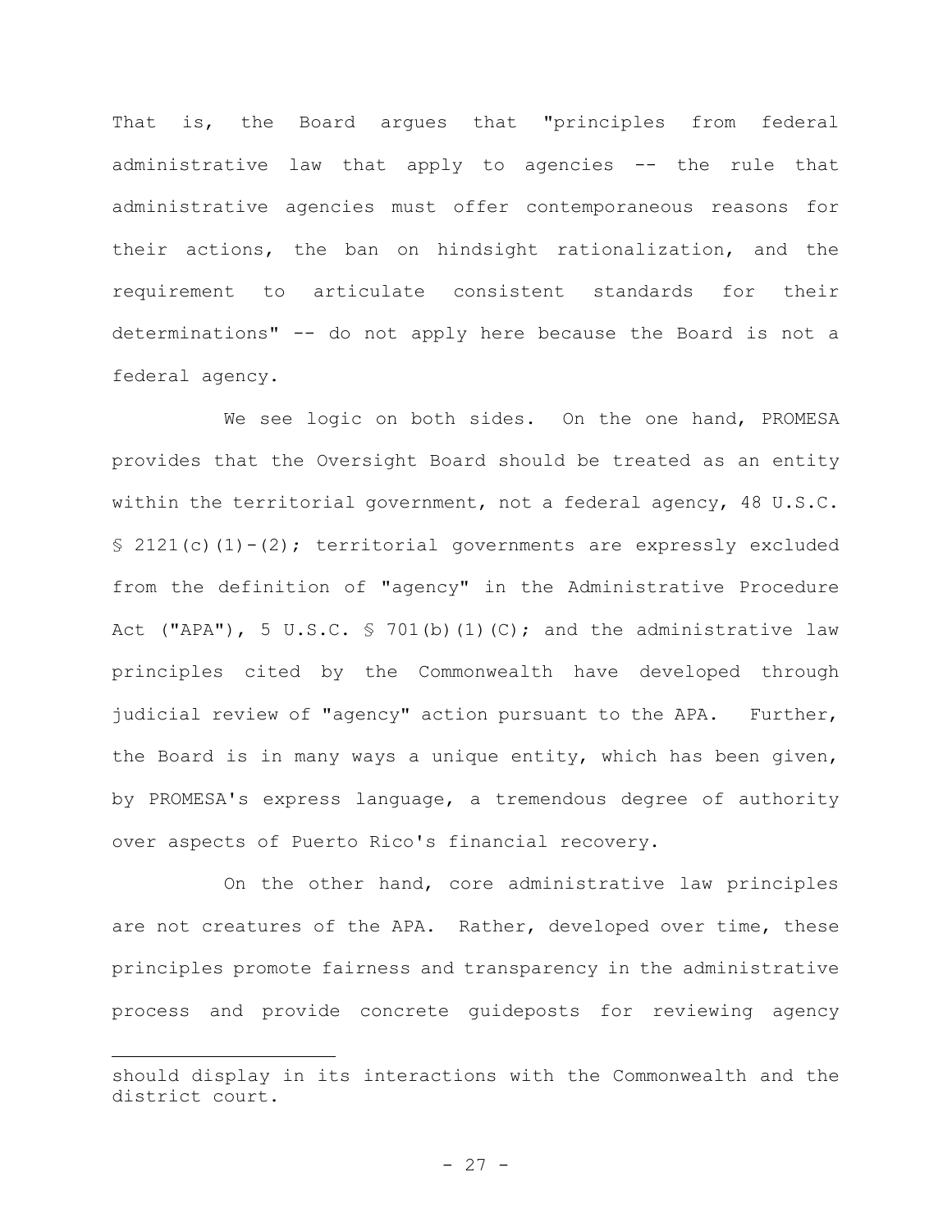That is, the Board argues that "principles from federal administrative law that apply to agencies -- the rule that administrative agencies must offer contemporaneous reasons for their actions, the ban on hindsight rationalization, and the requirement to articulate consistent standards for their determinations" -- do not apply here because the Board is not a federal agency.

We see logic on both sides. On the one hand, PROMESA provides that the Oversight Board should be treated as an entity within the territorial government, not a federal agency, 48 U.S.C. § 2121(c)(1)-(2); territorial governments are expressly excluded from the definition of "agency" in the Administrative Procedure Act ("APA"), 5 U.S.C. § 701(b)(1)(C); and the administrative law principles cited by the Commonwealth have developed through judicial review of "agency" action pursuant to the APA. Further, the Board is in many ways a unique entity, which has been given, by PROMESA's express language, a tremendous degree of authority over aspects of Puerto Rico's financial recovery.

On the other hand, core administrative law principles are not creatures of the APA. Rather, developed over time, these principles promote fairness and transparency in the administrative process and provide concrete guideposts for reviewing agency

---

should display in its interactions with the Commonwealth and the district court.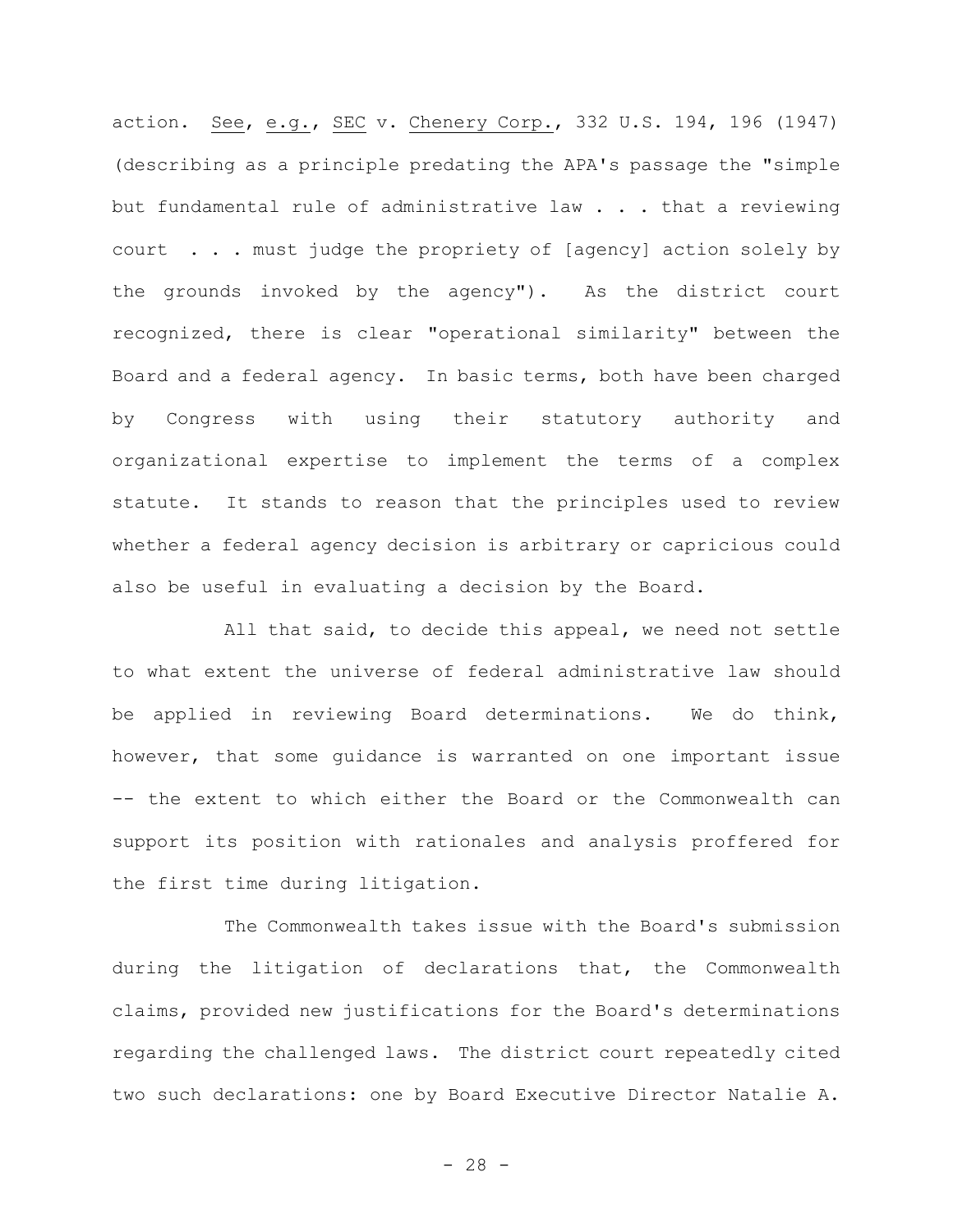action. See, e.g., SEC v. Chenery Corp., 332 U.S. 194, 196 (1947) (describing as a principle predating the APA's passage the "simple but fundamental rule of administrative law . . . that a reviewing court . . . must judge the propriety of [agency] action solely by the grounds invoked by the agency"). As the district court recognized, there is clear "operational similarity" between the Board and a federal agency. In basic terms, both have been charged by Congress with using their statutory authority and organizational expertise to implement the terms of a complex statute. It stands to reason that the principles used to review whether a federal agency decision is arbitrary or capricious could also be useful in evaluating a decision by the Board.

All that said, to decide this appeal, we need not settle to what extent the universe of federal administrative law should be applied in reviewing Board determinations. We do think, however, that some guidance is warranted on one important issue -- the extent to which either the Board or the Commonwealth can support its position with rationales and analysis proffered for the first time during litigation.

The Commonwealth takes issue with the Board's submission during the litigation of declarations that, the Commonwealth claims, provided new justifications for the Board's determinations regarding the challenged laws. The district court repeatedly cited two such declarations: one by Board Executive Director Natalie A.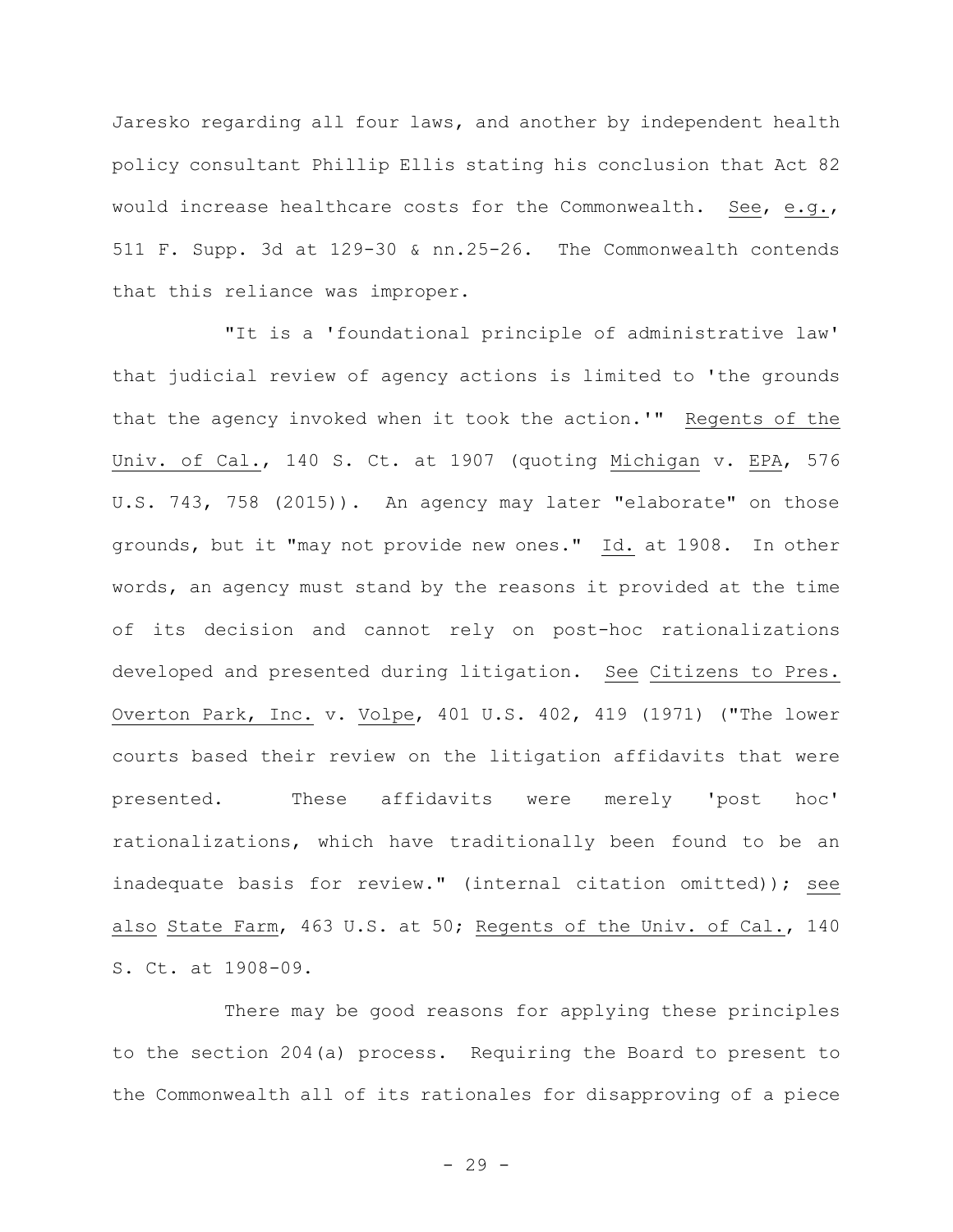Jaresko regarding all four laws, and another by independent health policy consultant Phillip Ellis stating his conclusion that Act 82 would increase healthcare costs for the Commonwealth. See, e.g., 511 F. Supp. 3d at 129-30 & nn.25-26. The Commonwealth contends that this reliance was improper.

"It is a 'foundational principle of administrative law' that judicial review of agency actions is limited to 'the grounds that the agency invoked when it took the action.'" Regents of the Univ. of Cal., 140 S. Ct. at 1907 (quoting Michigan v. EPA, 576 U.S. 743, 758 (2015)). An agency may later "elaborate" on those grounds, but it "may not provide new ones." Id. at 1908. In other words, an agency must stand by the reasons it provided at the time of its decision and cannot rely on post-hoc rationalizations developed and presented during litigation. See Citizens to Pres. Overton Park, Inc. v. Volpe, 401 U.S. 402, 419 (1971) ("The lower courts based their review on the litigation affidavits that were presented. These affidavits were merely 'post hoc' rationalizations, which have traditionally been found to be an inadequate basis for review." (internal citation omitted)); see also State Farm, 463 U.S. at 50; Regents of the Univ. of Cal., 140 S. Ct. at 1908-09.

There may be good reasons for applying these principles to the section 204(a) process. Requiring the Board to present to the Commonwealth all of its rationales for disapproving of a piece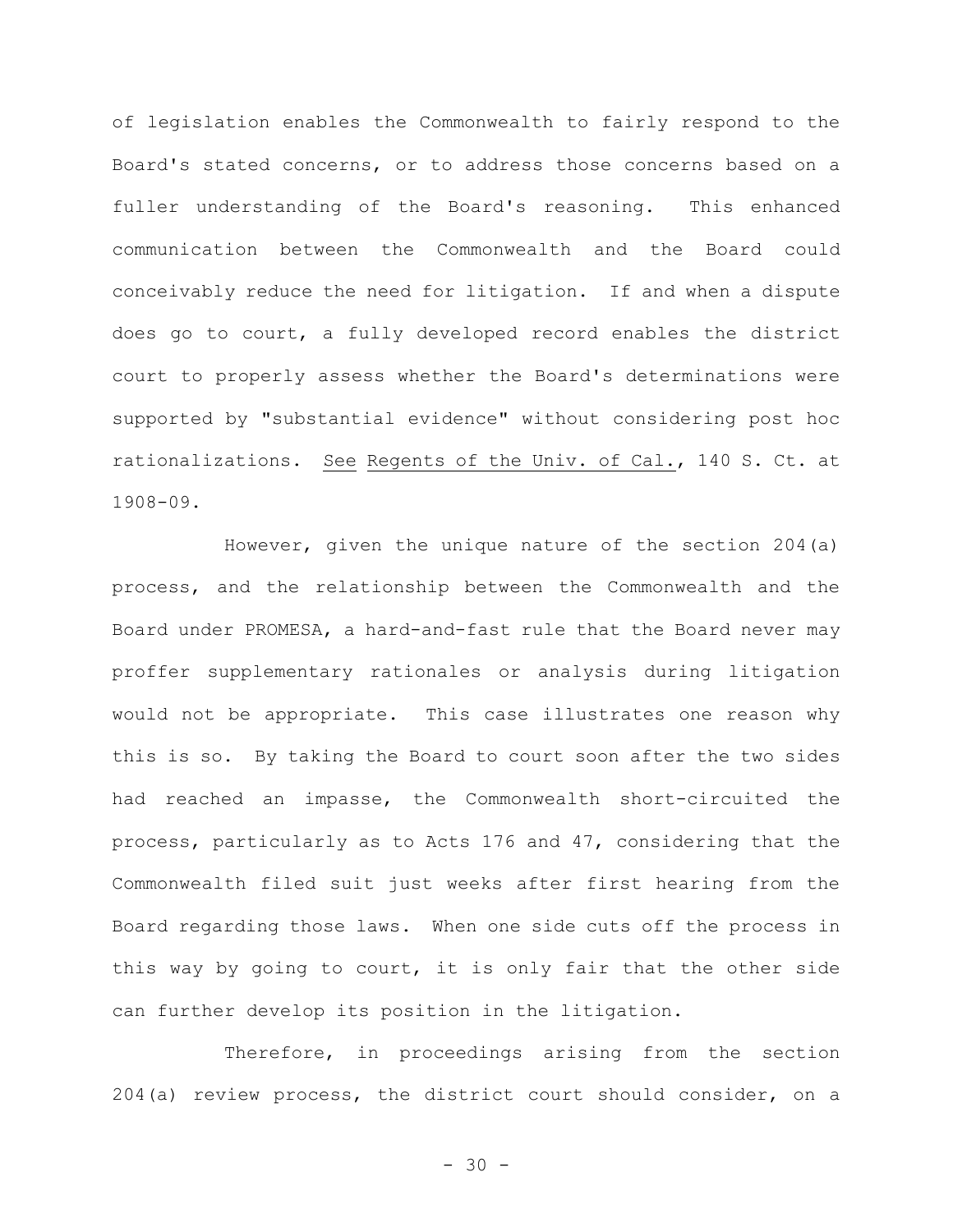of legislation enables the Commonwealth to fairly respond to the Board's stated concerns, or to address those concerns based on a fuller understanding of the Board's reasoning. This enhanced communication between the Commonwealth and the Board could conceivably reduce the need for litigation. If and when a dispute does go to court, a fully developed record enables the district court to properly assess whether the Board's determinations were supported by "substantial evidence" without considering post hoc rationalizations. See Regents of the Univ. of Cal., 140 S. Ct. at 1908-09.

However, given the unique nature of the section 204(a) process, and the relationship between the Commonwealth and the Board under PROMESA, a hard-and-fast rule that the Board never may proffer supplementary rationales or analysis during litigation would not be appropriate. This case illustrates one reason why this is so. By taking the Board to court soon after the two sides had reached an impasse, the Commonwealth short-circuited the process, particularly as to Acts 176 and 47, considering that the Commonwealth filed suit just weeks after first hearing from the Board regarding those laws. When one side cuts off the process in this way by going to court, it is only fair that the other side can further develop its position in the litigation.

Therefore, in proceedings arising from the section 204(a) review process, the district court should consider, on a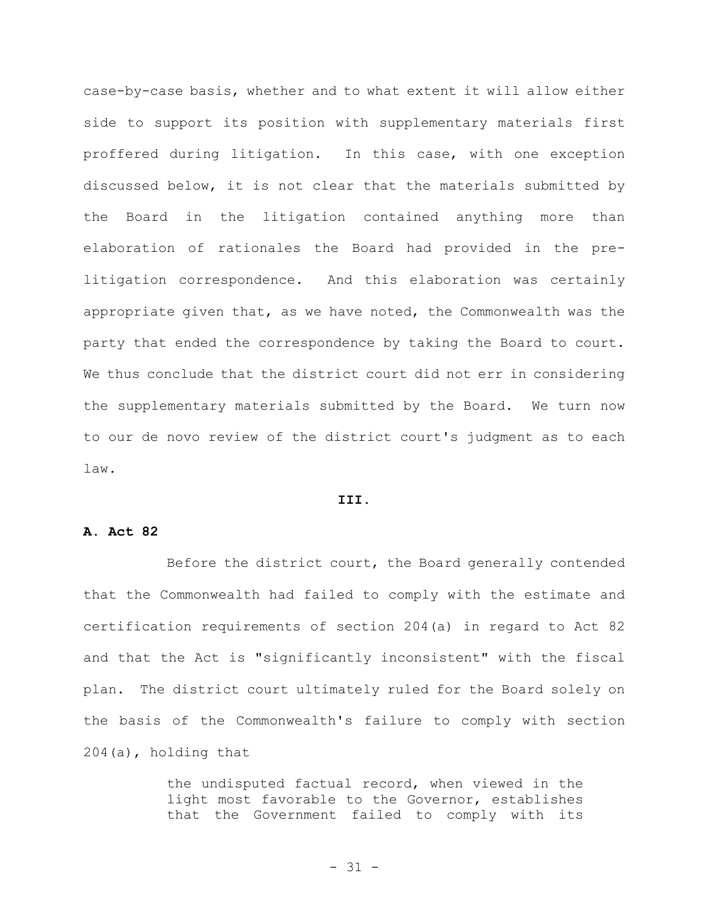case-by-case basis, whether and to what extent it will allow either side to support its position with supplementary materials first proffered during litigation. In this case, with one exception discussed below, it is not clear that the materials submitted by the Board in the litigation contained anything more than elaboration of rationales the Board had provided in the pre-litigation correspondence. And this elaboration was certainly appropriate given that, as we have noted, the Commonwealth was the party that ended the correspondence by taking the Board to court. We thus conclude that the district court did not err in considering the supplementary materials submitted by the Board. We turn now to our de novo review of the district court's judgment as to each law.

## III.

### A. Act 82

Before the district court, the Board generally contended that the Commonwealth had failed to comply with the estimate and certification requirements of section 204(a) in regard to Act 82 and that the Act is "significantly inconsistent" with the fiscal plan. The district court ultimately ruled for the Board solely on the basis of the Commonwealth's failure to comply with section 204(a), holding that

> the undisputed factual record, when viewed in the light most favorable to the Governor, establishes that the Government failed to comply with its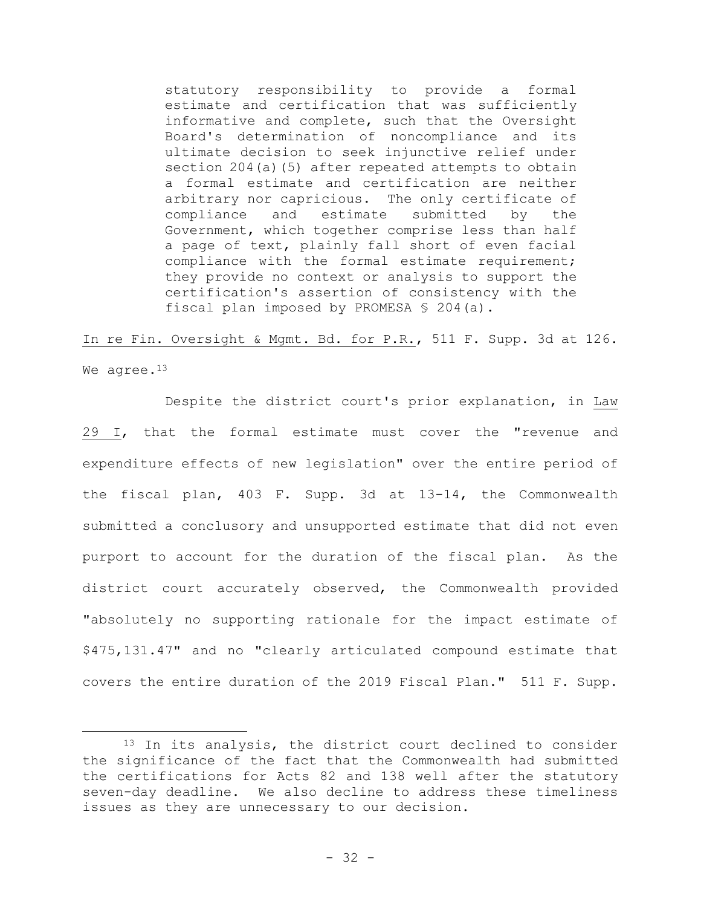> statutory responsibility to provide a formal estimate and certification that was sufficiently informative and complete, such that the Oversight Board's determination of noncompliance and its ultimate decision to seek injunctive relief under section 204(a)(5) after repeated attempts to obtain a formal estimate and certification are neither arbitrary nor capricious. The only certificate of compliance and estimate submitted by the Government, which together comprise less than half a page of text, plainly fall short of even facial compliance with the formal estimate requirement; they provide no context or analysis to support the certification's assertion of consistency with the fiscal plan imposed by PROMESA § 204(a).

In re Fin. Oversight & Mgmt. Bd. for P.R., 511 F. Supp. 3d at 126. We agree.[13]

Despite the district court's prior explanation, in Law 29 I, that the formal estimate must cover the "revenue and expenditure effects of new legislation" over the entire period of the fiscal plan, 403 F. Supp. 3d at 13-14, the Commonwealth submitted a conclusory and unsupported estimate that did not even purport to account for the duration of the fiscal plan. As the district court accurately observed, the Commonwealth provided "absolutely no supporting rationale for the impact estimate of $475,131.47" and no "clearly articulated compound estimate that covers the entire duration of the 2019 Fiscal Plan." 511 F. Supp.

[13] In its analysis, the district court declined to consider the significance of the fact that the Commonwealth had submitted the certifications for Acts 82 and 138 well after the statutory seven-day deadline. We also decline to address these timeliness issues as they are unnecessary to our decision.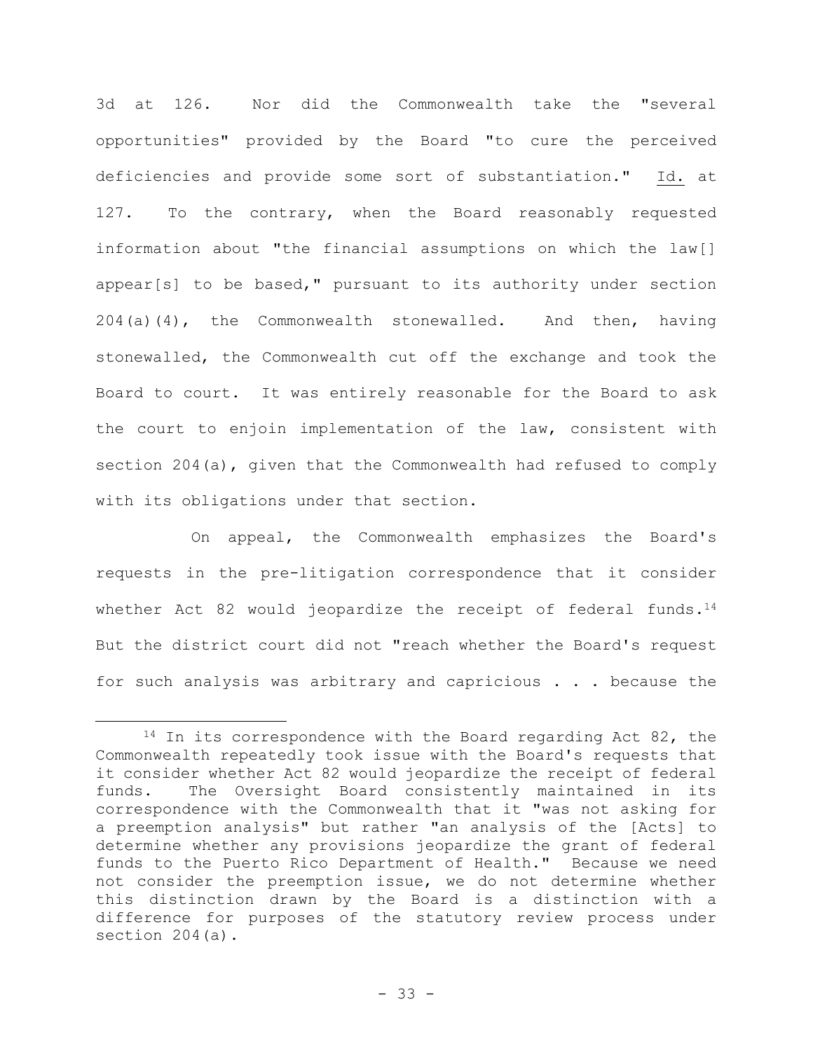3d at 126. Nor did the Commonwealth take the "several opportunities" provided by the Board "to cure the perceived deficiencies and provide some sort of substantiation." Id. at 127. To the contrary, when the Board reasonably requested information about "the financial assumptions on which the law[] appear[s] to be based," pursuant to its authority under section 204(a)(4), the Commonwealth stonewalled. And then, having stonewalled, the Commonwealth cut off the exchange and took the Board to court. It was entirely reasonable for the Board to ask the court to enjoin implementation of the law, consistent with section 204(a), given that the Commonwealth had refused to comply with its obligations under that section.

On appeal, the Commonwealth emphasizes the Board's requests in the pre-litigation correspondence that it consider whether Act 82 would jeopardize the receipt of federal funds.[14] But the district court did not "reach whether the Board's request for such analysis was arbitrary and capricious . . . because the

[14] In its correspondence with the Board regarding Act 82, the Commonwealth repeatedly took issue with the Board's requests that it consider whether Act 82 would jeopardize the receipt of federal funds. The Oversight Board consistently maintained in its correspondence with the Commonwealth that it "was not asking for a preemption analysis" but rather "an analysis of the [Acts] to determine whether any provisions jeopardize the grant of federal funds to the Puerto Rico Department of Health." Because we need not consider the preemption issue, we do not determine whether this distinction drawn by the Board is a distinction with a difference for purposes of the statutory review process under section 204(a).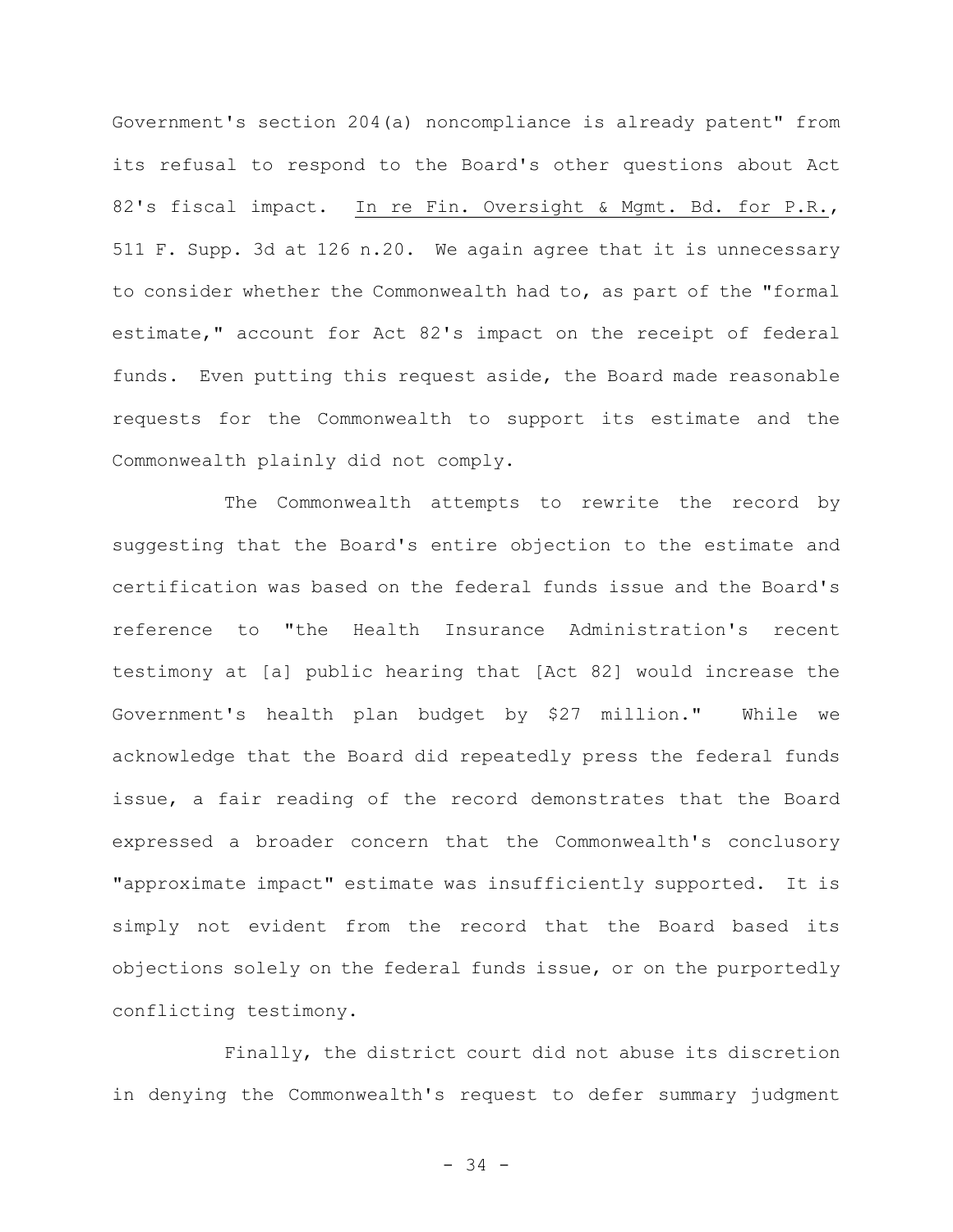Government's section 204(a) noncompliance is already patent" from its refusal to respond to the Board's other questions about Act 82's fiscal impact. In re Fin. Oversight & Mgmt. Bd. for P.R., 511 F. Supp. 3d at 126 n.20. We again agree that it is unnecessary to consider whether the Commonwealth had to, as part of the "formal estimate," account for Act 82's impact on the receipt of federal funds. Even putting this request aside, the Board made reasonable requests for the Commonwealth to support its estimate and the Commonwealth plainly did not comply.

The Commonwealth attempts to rewrite the record by suggesting that the Board's entire objection to the estimate and certification was based on the federal funds issue and the Board's reference to "the Health Insurance Administration's recent testimony at [a] public hearing that [Act 82] would increase the Government's health plan budget by $27 million." While we acknowledge that the Board did repeatedly press the federal funds issue, a fair reading of the record demonstrates that the Board expressed a broader concern that the Commonwealth's conclusory "approximate impact" estimate was insufficiently supported. It is simply not evident from the record that the Board based its objections solely on the federal funds issue, or on the purportedly conflicting testimony.

Finally, the district court did not abuse its discretion in denying the Commonwealth's request to defer summary judgment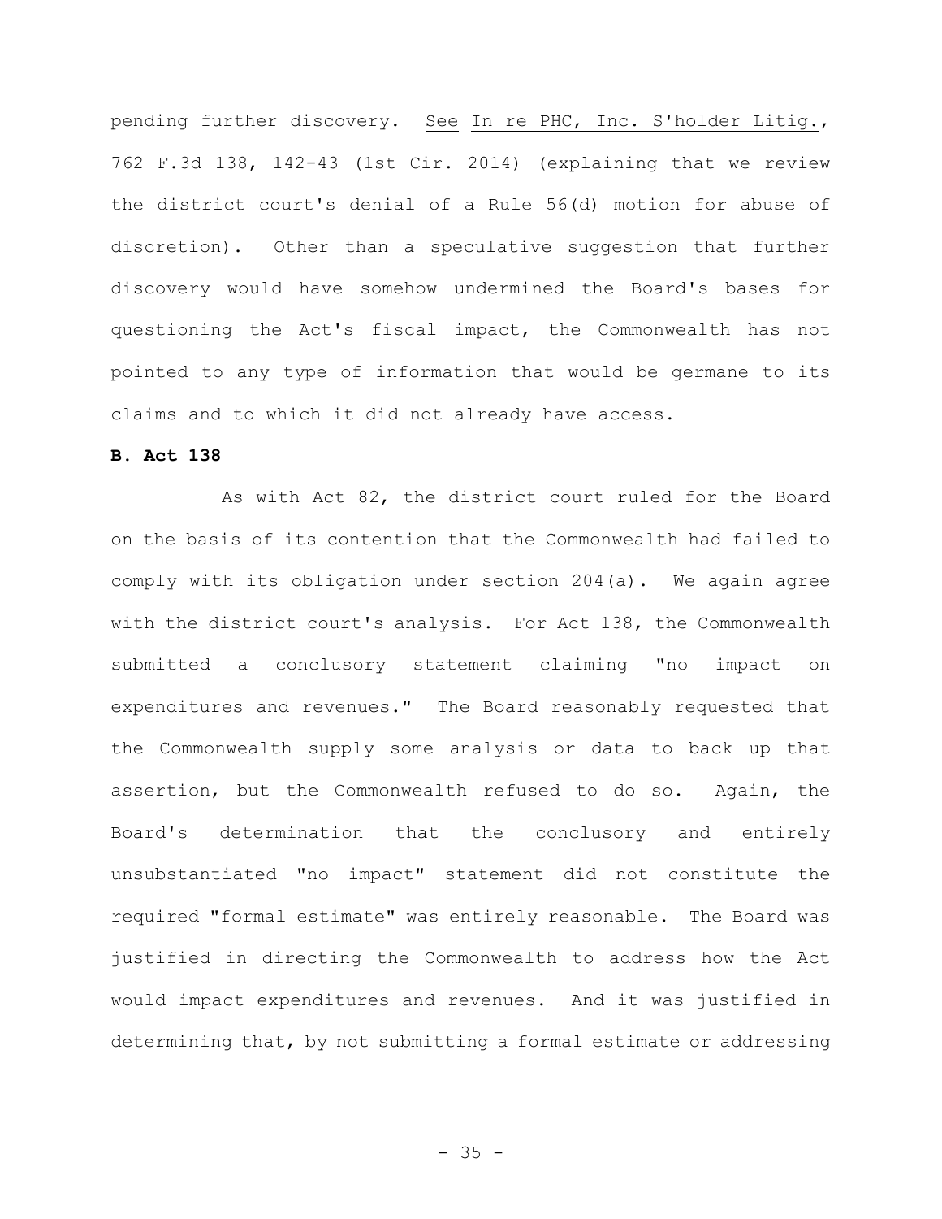pending further discovery. See In re PHC, Inc. S'holder Litig., 762 F.3d 138, 142-43 (1st Cir. 2014) (explaining that we review the district court's denial of a Rule 56(d) motion for abuse of discretion). Other than a speculative suggestion that further discovery would have somehow undermined the Board's bases for questioning the Act's fiscal impact, the Commonwealth has not pointed to any type of information that would be germane to its claims and to which it did not already have access.

**B. Act 138**

As with Act 82, the district court ruled for the Board on the basis of its contention that the Commonwealth had failed to comply with its obligation under section 204(a). We again agree with the district court's analysis. For Act 138, the Commonwealth submitted a conclusory statement claiming "no impact on expenditures and revenues." The Board reasonably requested that the Commonwealth supply some analysis or data to back up that assertion, but the Commonwealth refused to do so. Again, the Board's determination that the conclusory and entirely unsubstantiated "no impact" statement did not constitute the required "formal estimate" was entirely reasonable. The Board was justified in directing the Commonwealth to address how the Act would impact expenditures and revenues. And it was justified in determining that, by not submitting a formal estimate or addressing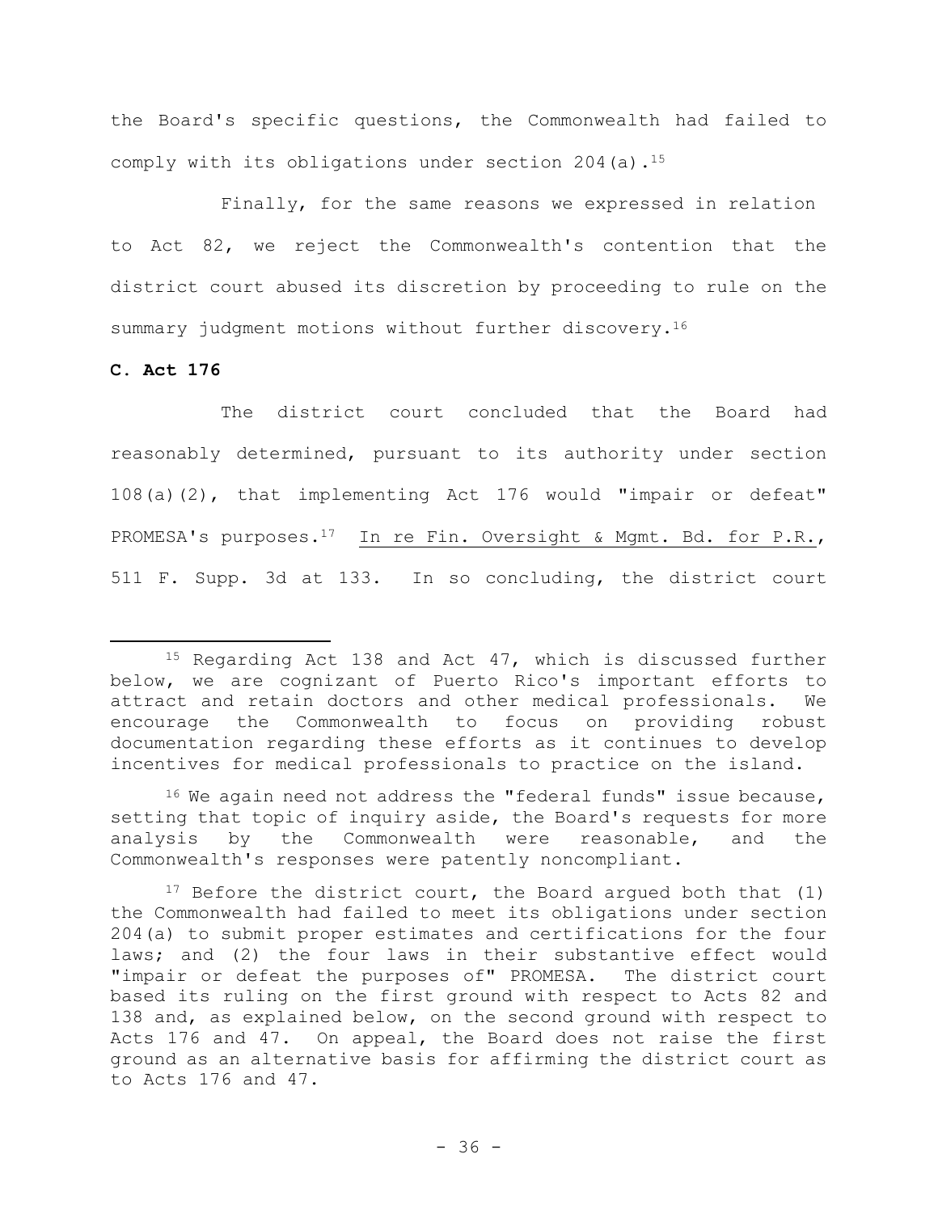the Board's specific questions, the Commonwealth had failed to comply with its obligations under section 204(a).[15]

Finally, for the same reasons we expressed in relation to Act 82, we reject the Commonwealth's contention that the district court abused its discretion by proceeding to rule on the summary judgment motions without further discovery.[16]

**C. Act 176**

The district court concluded that the Board had reasonably determined, pursuant to its authority under section 108(a)(2), that implementing Act 176 would "impair or defeat" PROMESA's purposes.[17] In re Fin. Oversight & Mgmt. Bd. for P.R., 511 F. Supp. 3d at 133. In so concluding, the district court

---

[15] Regarding Act 138 and Act 47, which is discussed further below, we are cognizant of Puerto Rico's important efforts to attract and retain doctors and other medical professionals. We encourage the Commonwealth to focus on providing robust documentation regarding these efforts as it continues to develop incentives for medical professionals to practice on the island.

[16] We again need not address the "federal funds" issue because, setting that topic of inquiry aside, the Board's requests for more analysis by the Commonwealth were reasonable, and the Commonwealth's responses were patently noncompliant.

[17] Before the district court, the Board argued both that (1) the Commonwealth had failed to meet its obligations under section 204(a) to submit proper estimates and certifications for the four laws; and (2) the four laws in their substantive effect would "impair or defeat the purposes of" PROMESA. The district court based its ruling on the first ground with respect to Acts 82 and 138 and, as explained below, on the second ground with respect to Acts 176 and 47. On appeal, the Board does not raise the first ground as an alternative basis for affirming the district court as to Acts 176 and 47.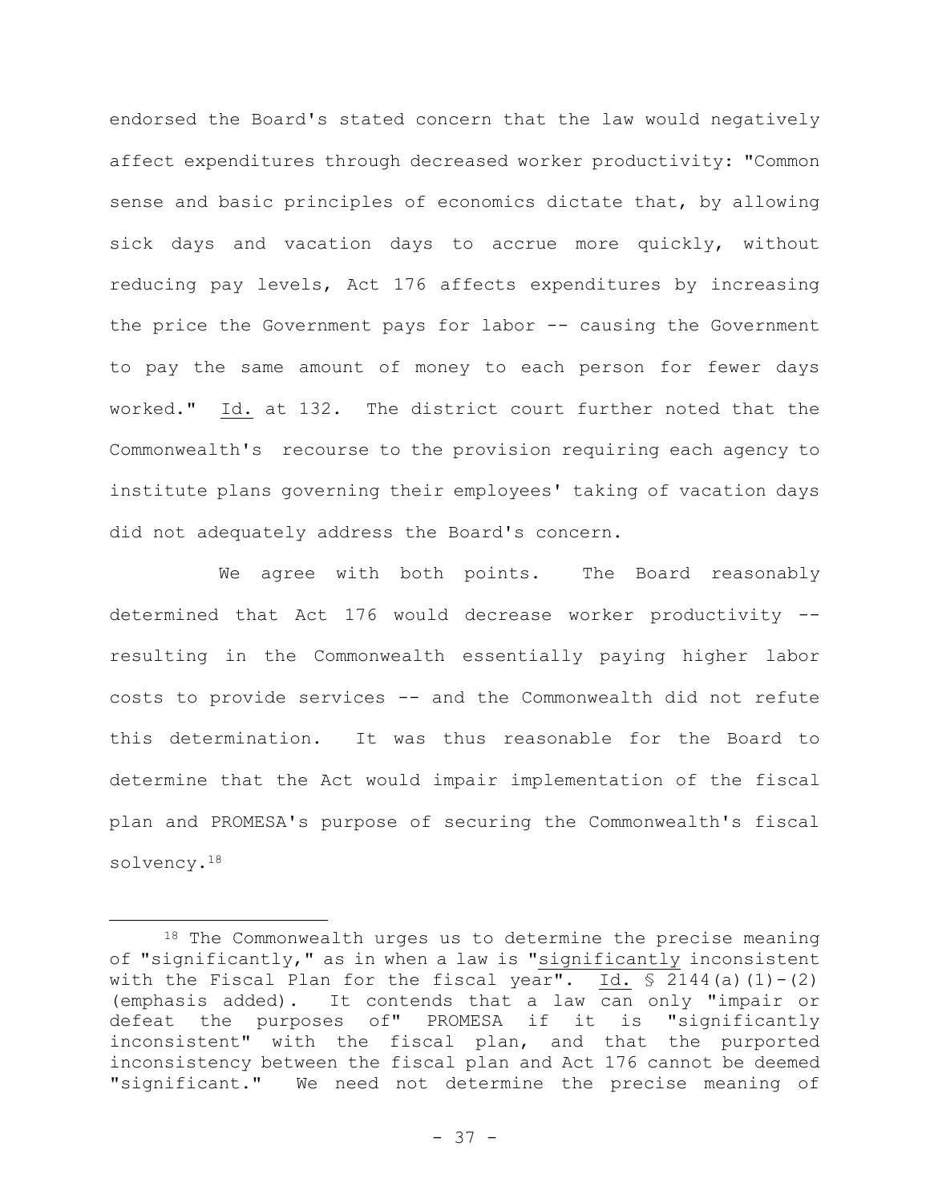endorsed the Board's stated concern that the law would negatively affect expenditures through decreased worker productivity: "Common sense and basic principles of economics dictate that, by allowing sick days and vacation days to accrue more quickly, without reducing pay levels, Act 176 affects expenditures by increasing the price the Government pays for labor -- causing the Government to pay the same amount of money to each person for fewer days worked." Id. at 132. The district court further noted that the Commonwealth's recourse to the provision requiring each agency to institute plans governing their employees' taking of vacation days did not adequately address the Board's concern.

We agree with both points. The Board reasonably determined that Act 176 would decrease worker productivity -- resulting in the Commonwealth essentially paying higher labor costs to provide services -- and the Commonwealth did not refute this determination. It was thus reasonable for the Board to determine that the Act would impair implementation of the fiscal plan and PROMESA's purpose of securing the Commonwealth's fiscal solvency.[18]

---

[18] The Commonwealth urges us to determine the precise meaning of "significantly," as in when a law is "significantly inconsistent with the Fiscal Plan for the fiscal year". Id. § 2144(a)(1)-(2) (emphasis added). It contends that a law can only "impair or defeat the purposes of" PROMESA if it is "significantly inconsistent" with the fiscal plan, and that the purported inconsistency between the fiscal plan and Act 176 cannot be deemed "significant." We need not determine the precise meaning of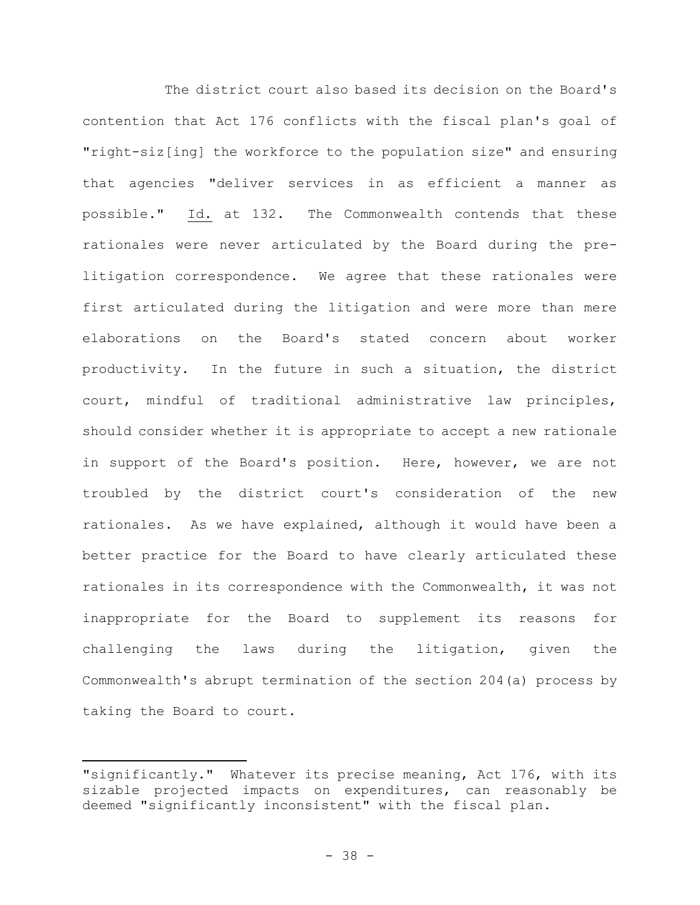The district court also based its decision on the Board's contention that Act 176 conflicts with the fiscal plan's goal of "right-siz[ing] the workforce to the population size" and ensuring that agencies "deliver services in as efficient a manner as possible." Id. at 132. The Commonwealth contends that these rationales were never articulated by the Board during the pre-litigation correspondence. We agree that these rationales were first articulated during the litigation and were more than mere elaborations on the Board's stated concern about worker productivity. In the future in such a situation, the district court, mindful of traditional administrative law principles, should consider whether it is appropriate to accept a new rationale in support of the Board's position. Here, however, we are not troubled by the district court's consideration of the new rationales. As we have explained, although it would have been a better practice for the Board to have clearly articulated these rationales in its correspondence with the Commonwealth, it was not inappropriate for the Board to supplement its reasons for challenging the laws during the litigation, given the Commonwealth's abrupt termination of the section 204(a) process by taking the Board to court.

---

"significantly." Whatever its precise meaning, Act 176, with its sizable projected impacts on expenditures, can reasonably be deemed "significantly inconsistent" with the fiscal plan.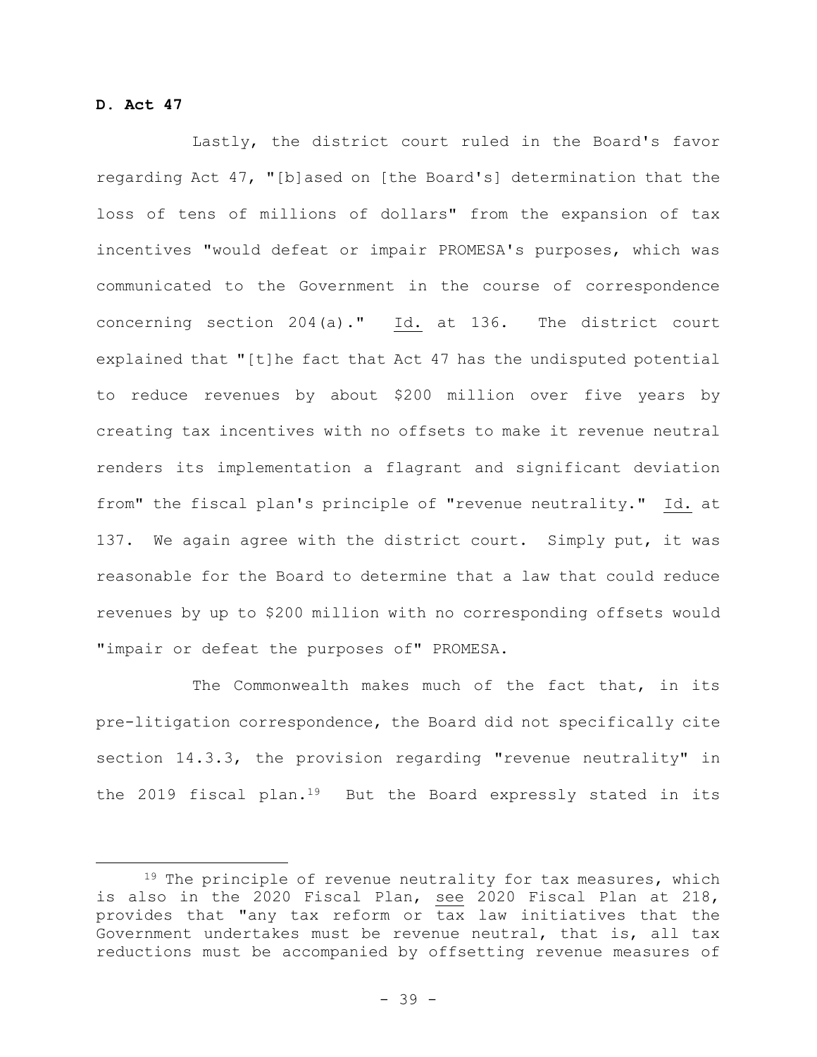**D. Act 47**

Lastly, the district court ruled in the Board's favor regarding Act 47, "[b]ased on [the Board's] determination that the loss of tens of millions of dollars" from the expansion of tax incentives "would defeat or impair PROMESA's purposes, which was communicated to the Government in the course of correspondence concerning section 204(a)." Id. at 136. The district court explained that "[t]he fact that Act 47 has the undisputed potential to reduce revenues by about \$200 million over five years by creating tax incentives with no offsets to make it revenue neutral renders its implementation a flagrant and significant deviation from" the fiscal plan's principle of "revenue neutrality." Id. at 137. We again agree with the district court. Simply put, it was reasonable for the Board to determine that a law that could reduce revenues by up to \$200 million with no corresponding offsets would "impair or defeat the purposes of" PROMESA.

The Commonwealth makes much of the fact that, in its pre-litigation correspondence, the Board did not specifically cite section 14.3.3, the provision regarding "revenue neutrality" in the 2019 fiscal plan.[19] But the Board expressly stated in its

[19] The principle of revenue neutrality for tax measures, which is also in the 2020 Fiscal Plan, see 2020 Fiscal Plan at 218, provides that "any tax reform or tax law initiatives that the Government undertakes must be revenue neutral, that is, all tax reductions must be accompanied by offsetting revenue measures of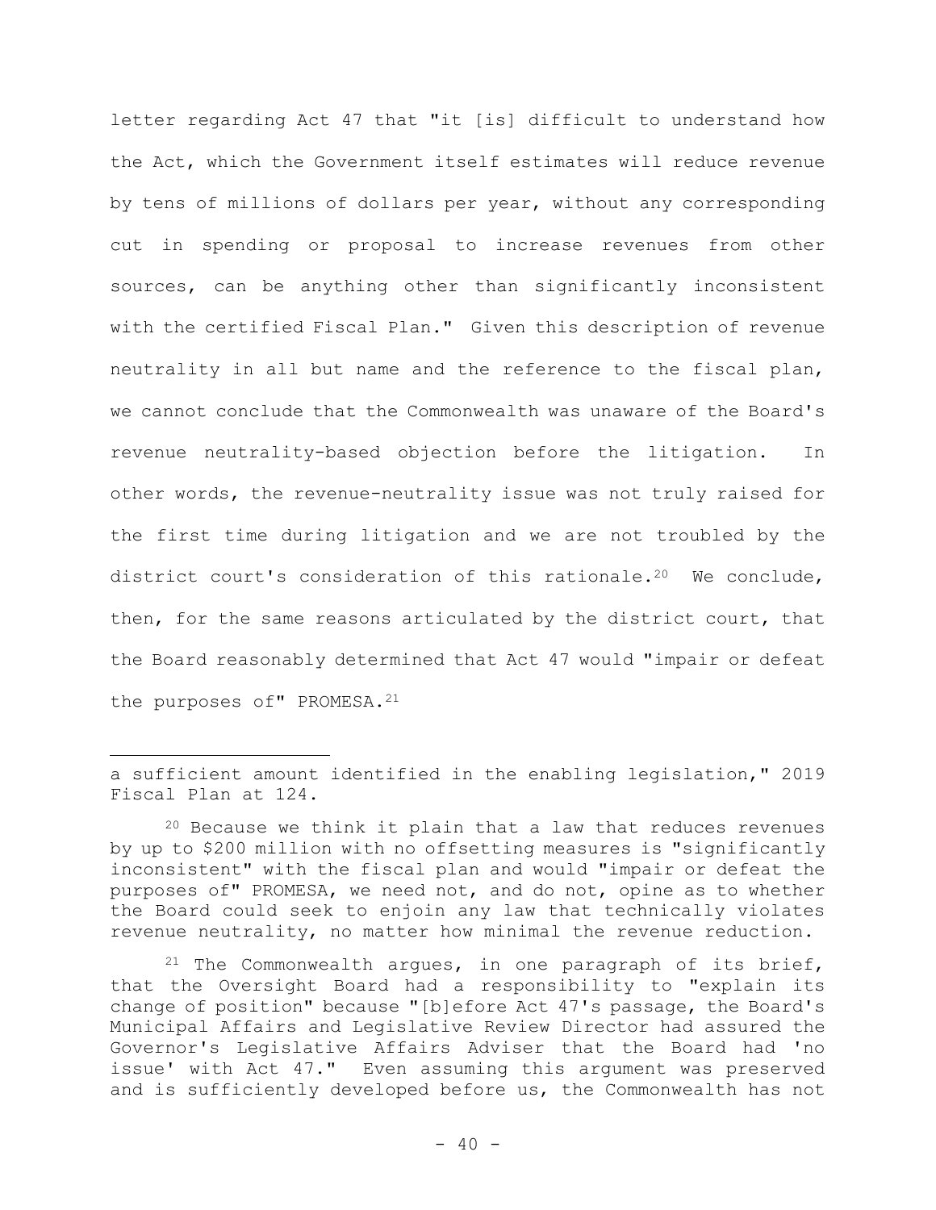letter regarding Act 47 that "it [is] difficult to understand how the Act, which the Government itself estimates will reduce revenue by tens of millions of dollars per year, without any corresponding cut in spending or proposal to increase revenues from other sources, can be anything other than significantly inconsistent with the certified Fiscal Plan." Given this description of revenue neutrality in all but name and the reference to the fiscal plan, we cannot conclude that the Commonwealth was unaware of the Board's revenue neutrality-based objection before the litigation. In other words, the revenue-neutrality issue was not truly raised for the first time during litigation and we are not troubled by the district court's consideration of this rationale.[20] We conclude, then, for the same reasons articulated by the district court, that the Board reasonably determined that Act 47 would "impair or defeat the purposes of" PROMESA.[21]

---

a sufficient amount identified in the enabling legislation," 2019 Fiscal Plan at 124.

[20] Because we think it plain that a law that reduces revenues by up to $200 million with no offsetting measures is "significantly inconsistent" with the fiscal plan and would "impair or defeat the purposes of" PROMESA, we need not, and do not, opine as to whether the Board could seek to enjoin any law that technically violates revenue neutrality, no matter how minimal the revenue reduction.

[21] The Commonwealth argues, in one paragraph of its brief, that the Oversight Board had a responsibility to "explain its change of position" because "[b]efore Act 47's passage, the Board's Municipal Affairs and Legislative Review Director had assured the Governor's Legislative Affairs Adviser that the Board had 'no issue' with Act 47." Even assuming this argument was preserved and is sufficiently developed before us, the Commonwealth has not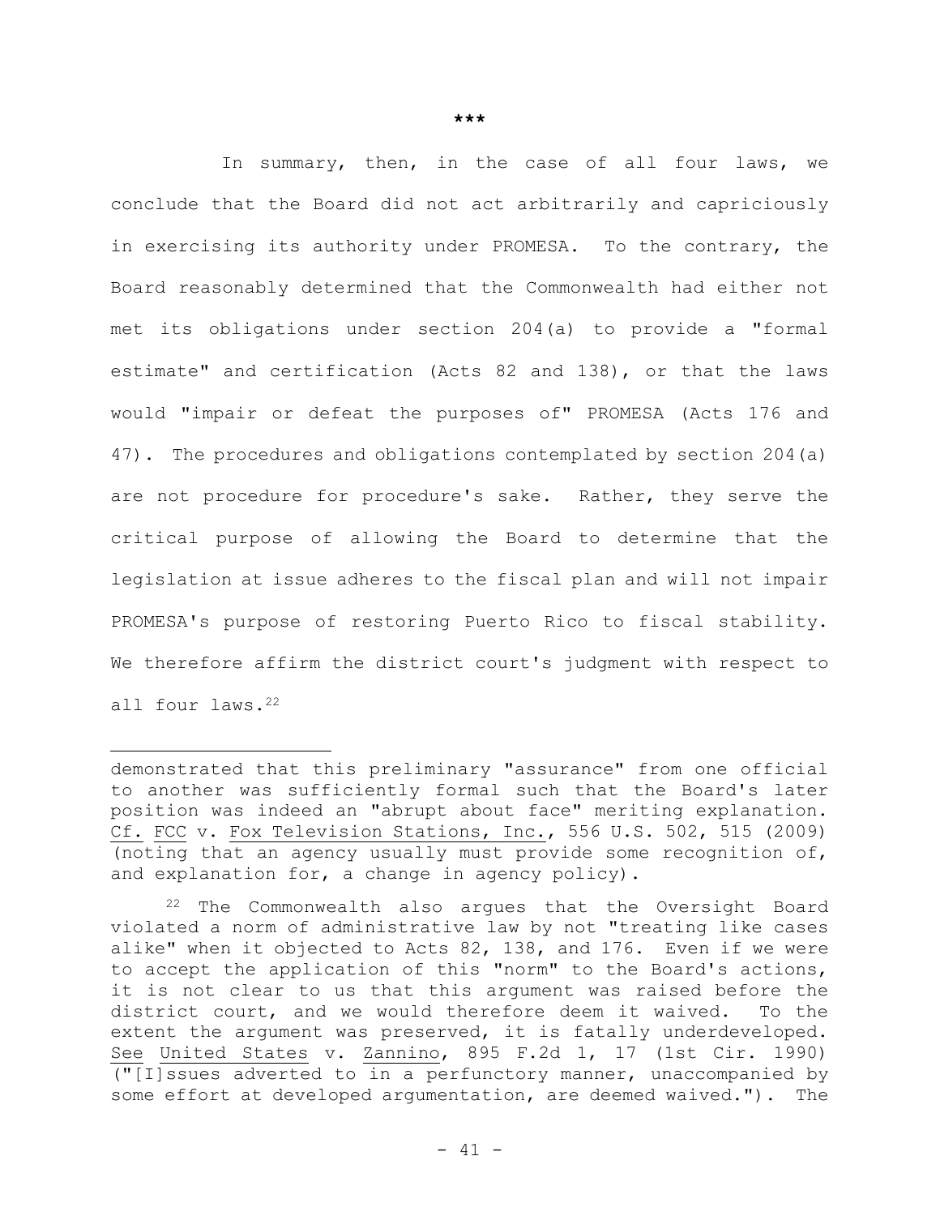***

In summary, then, in the case of all four laws, we conclude that the Board did not act arbitrarily and capriciously in exercising its authority under PROMESA. To the contrary, the Board reasonably determined that the Commonwealth had either not met its obligations under section 204(a) to provide a "formal estimate" and certification (Acts 82 and 138), or that the laws would "impair or defeat the purposes of" PROMESA (Acts 176 and 47). The procedures and obligations contemplated by section 204(a) are not procedure for procedure's sake. Rather, they serve the critical purpose of allowing the Board to determine that the legislation at issue adheres to the fiscal plan and will not impair PROMESA's purpose of restoring Puerto Rico to fiscal stability. We therefore affirm the district court's judgment with respect to all four laws.[22]

---

demonstrated that this preliminary "assurance" from one official to another was sufficiently formal such that the Board's later position was indeed an "abrupt about face" meriting explanation. Cf. FCC v. Fox Television Stations, Inc., 556 U.S. 502, 515 (2009) (noting that an agency usually must provide some recognition of, and explanation for, a change in agency policy).

[22] The Commonwealth also argues that the Oversight Board violated a norm of administrative law by not "treating like cases alike" when it objected to Acts 82, 138, and 176. Even if we were to accept the application of this "norm" to the Board's actions, it is not clear to us that this argument was raised before the district court, and we would therefore deem it waived. To the extent the argument was preserved, it is fatally underdeveloped. See United States v. Zannino, 895 F.2d 1, 17 (1st Cir. 1990) ("[I]ssues adverted to in a perfunctory manner, unaccompanied by some effort at developed argumentation, are deemed waived."). The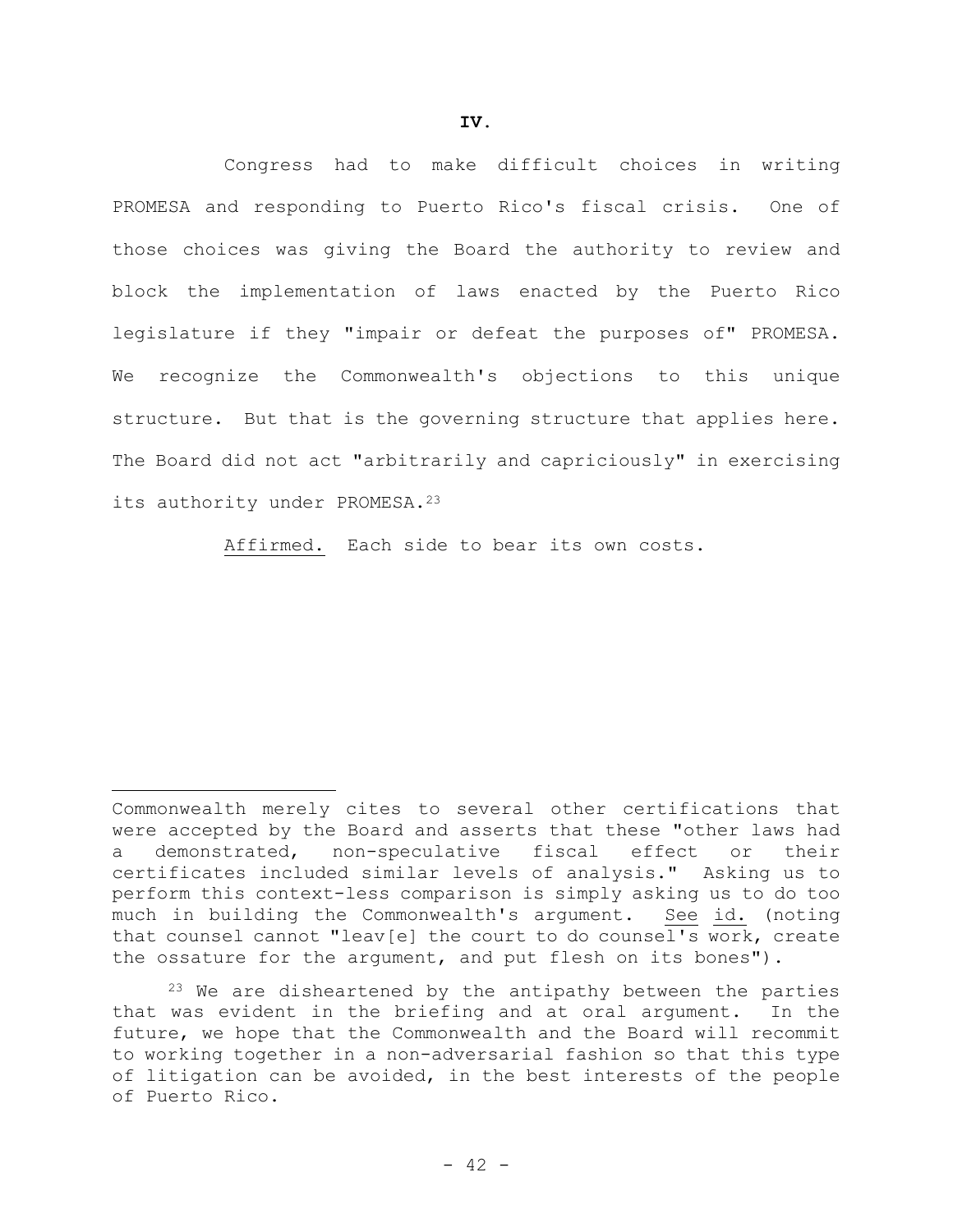## IV.

Congress had to make difficult choices in writing PROMESA and responding to Puerto Rico's fiscal crisis. One of those choices was giving the Board the authority to review and block the implementation of laws enacted by the Puerto Rico legislature if they "impair or defeat the purposes of" PROMESA. We recognize the Commonwealth's objections to this unique structure. But that is the governing structure that applies here. The Board did not act "arbitrarily and capriciously" in exercising its authority under PROMESA.[23]

Affirmed. Each side to bear its own costs.

---

Commonwealth merely cites to several other certifications that were accepted by the Board and asserts that these "other laws had a demonstrated, non-speculative fiscal effect or their certificates included similar levels of analysis." Asking us to perform this context-less comparison is simply asking us to do too much in building the Commonwealth's argument. See id. (noting that counsel cannot "leav[e] the court to do counsel's work, create the ossature for the argument, and put flesh on its bones").

[23] We are disheartened by the antipathy between the parties that was evident in the briefing and at oral argument. In the future, we hope that the Commonwealth and the Board will recommit to working together in a non-adversarial fashion so that this type of litigation can be avoided, in the best interests of the people of Puerto Rico.